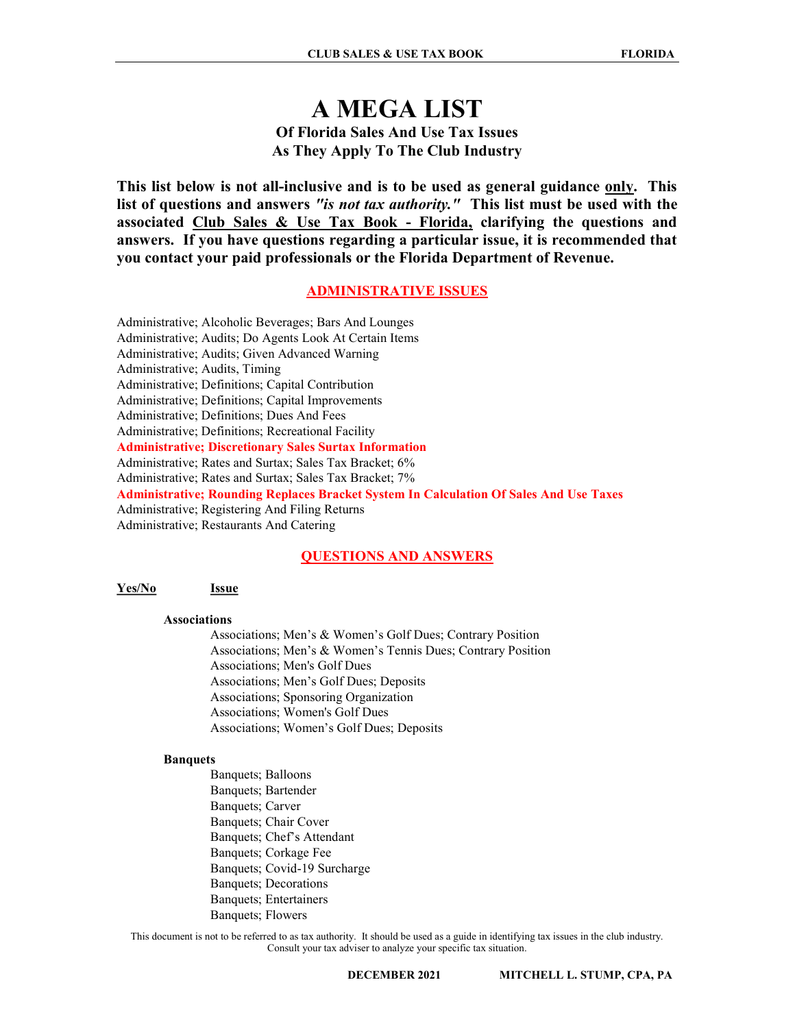# A MEGA LIST

### Of Florida Sales And Use Tax Issues
### As They Apply To The Club Industry

**This list below is not all-inclusive and is to be used as general guidance only. This list of questions and answers *"is not tax authority."* This list must be used with the associated Club Sales & Use Tax Book - Florida, clarifying the questions and answers. If you have questions regarding a particular issue, it is recommended that you contact your paid professionals or the Florida Department of Revenue.**

## ADMINISTRATIVE ISSUES

Administrative; Alcoholic Beverages; Bars And Lounges
Administrative; Audits; Do Agents Look At Certain Items
Administrative; Audits; Given Advanced Warning
Administrative; Audits, Timing
Administrative; Definitions; Capital Contribution
Administrative; Definitions; Capital Improvements
Administrative; Definitions; Dues And Fees
Administrative; Definitions; Recreational Facility
**Administrative; Discretionary Sales Surtax Information**
Administrative; Rates and Surtax; Sales Tax Bracket; 6%
Administrative; Rates and Surtax; Sales Tax Bracket; 7%
**Administrative; Rounding Replaces Bracket System In Calculation Of Sales And Use Taxes**
Administrative; Registering And Filing Returns
Administrative; Restaurants And Catering

## QUESTIONS AND ANSWERS

**Yes/No** **Issue**

**Associations**

Associations; Men's & Women's Golf Dues; Contrary Position
Associations; Men's & Women's Tennis Dues; Contrary Position
Associations; Men's Golf Dues
Associations; Men's Golf Dues; Deposits
Associations; Sponsoring Organization
Associations; Women's Golf Dues
Associations; Women's Golf Dues; Deposits

**Banquets**

Banquets; Balloons
Banquets; Bartender
Banquets; Carver
Banquets; Chair Cover
Banquets; Chef's Attendant
Banquets; Corkage Fee
Banquets; Covid-19 Surcharge
Banquets; Decorations
Banquets; Entertainers
Banquets; Flowers

This document is not to be referred to as tax authority. It should be used as a guide in identifying tax issues in the club industry. Consult your tax adviser to analyze your specific tax situation.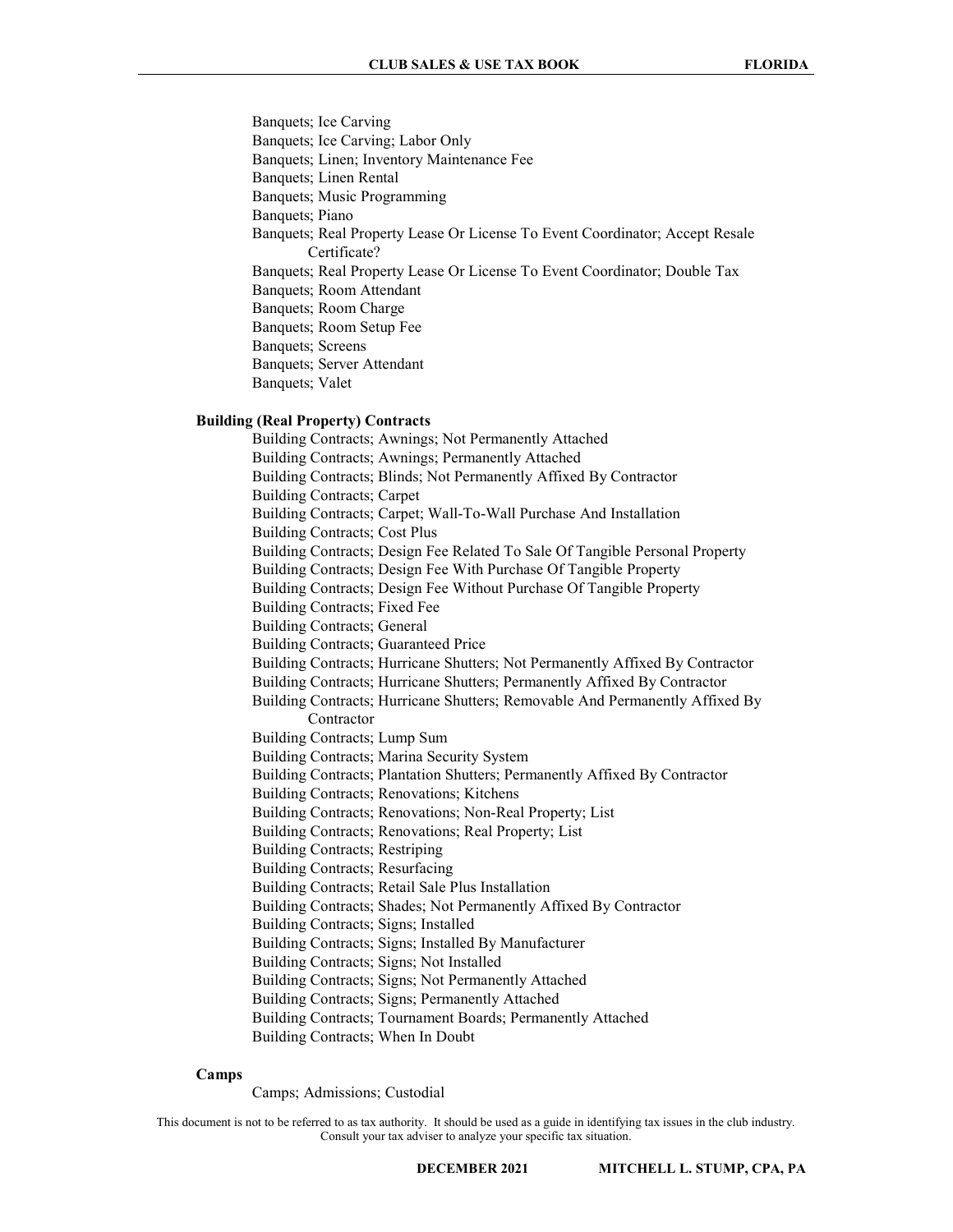Banquets; Ice Carving
Banquets; Ice Carving; Labor Only
Banquets; Linen; Inventory Maintenance Fee
Banquets; Linen Rental
Banquets; Music Programming
Banquets; Piano
Banquets; Real Property Lease Or License To Event Coordinator; Accept Resale Certificate?
Banquets; Real Property Lease Or License To Event Coordinator; Double Tax
Banquets; Room Attendant
Banquets; Room Charge
Banquets; Room Setup Fee
Banquets; Screens
Banquets; Server Attendant
Banquets; Valet

**Building (Real Property) Contracts**

Building Contracts; Awnings; Not Permanently Attached
Building Contracts; Awnings; Permanently Attached
Building Contracts; Blinds; Not Permanently Affixed By Contractor
Building Contracts; Carpet
Building Contracts; Carpet; Wall-To-Wall Purchase And Installation
Building Contracts; Cost Plus
Building Contracts; Design Fee Related To Sale Of Tangible Personal Property
Building Contracts; Design Fee With Purchase Of Tangible Property
Building Contracts; Design Fee Without Purchase Of Tangible Property
Building Contracts; Fixed Fee
Building Contracts; General
Building Contracts; Guaranteed Price
Building Contracts; Hurricane Shutters; Not Permanently Affixed By Contractor
Building Contracts; Hurricane Shutters; Permanently Affixed By Contractor
Building Contracts; Hurricane Shutters; Removable And Permanently Affixed By Contractor
Building Contracts; Lump Sum
Building Contracts; Marina Security System
Building Contracts; Plantation Shutters; Permanently Affixed By Contractor
Building Contracts; Renovations; Kitchens
Building Contracts; Renovations; Non-Real Property; List
Building Contracts; Renovations; Real Property; List
Building Contracts; Restriping
Building Contracts; Resurfacing
Building Contracts; Retail Sale Plus Installation
Building Contracts; Shades; Not Permanently Affixed By Contractor
Building Contracts; Signs; Installed
Building Contracts; Signs; Installed By Manufacturer
Building Contracts; Signs; Not Installed
Building Contracts; Signs; Not Permanently Attached
Building Contracts; Signs; Permanently Attached
Building Contracts; Tournament Boards; Permanently Attached
Building Contracts; When In Doubt

**Camps**

Camps; Admissions; Custodial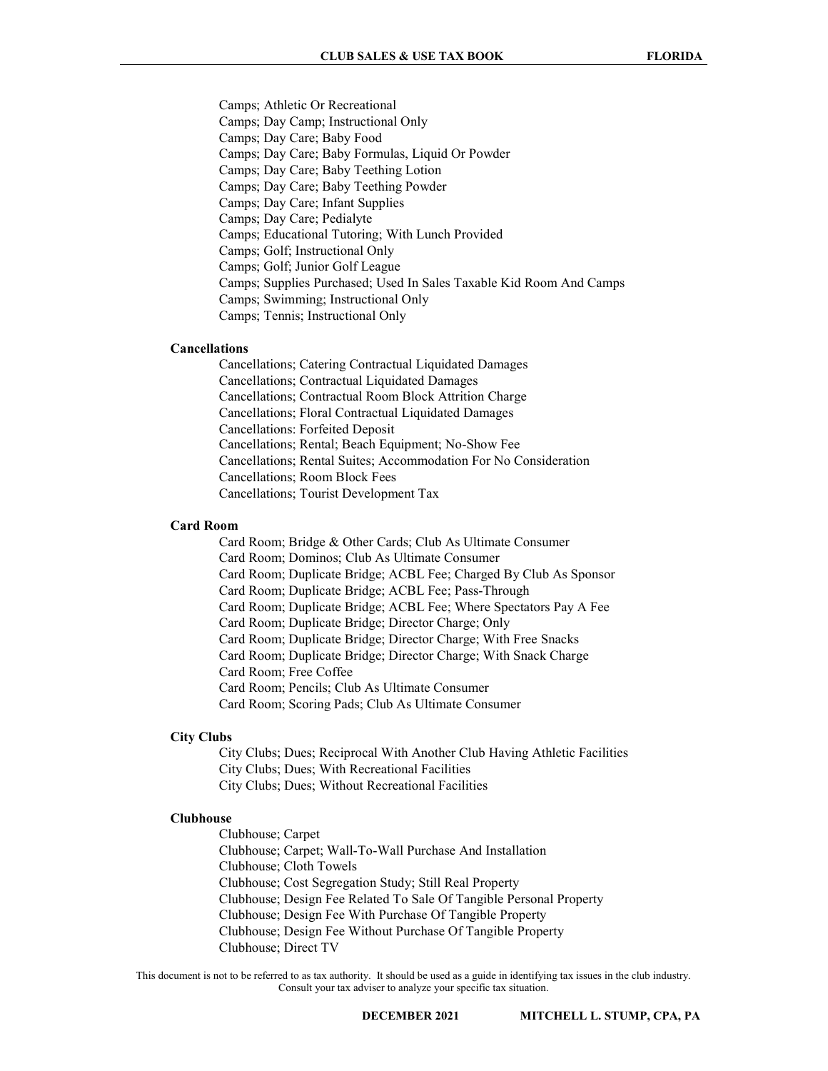Camps; Athletic Or Recreational
Camps; Day Camp; Instructional Only
Camps; Day Care; Baby Food
Camps; Day Care; Baby Formulas, Liquid Or Powder
Camps; Day Care; Baby Teething Lotion
Camps; Day Care; Baby Teething Powder
Camps; Day Care; Infant Supplies
Camps; Day Care; Pedialyte
Camps; Educational Tutoring; With Lunch Provided
Camps; Golf; Instructional Only
Camps; Golf; Junior Golf League
Camps; Supplies Purchased; Used In Sales Taxable Kid Room And Camps
Camps; Swimming; Instructional Only
Camps; Tennis; Instructional Only

**Cancellations**

Cancellations; Catering Contractual Liquidated Damages
Cancellations; Contractual Liquidated Damages
Cancellations; Contractual Room Block Attrition Charge
Cancellations; Floral Contractual Liquidated Damages
Cancellations: Forfeited Deposit
Cancellations; Rental; Beach Equipment; No-Show Fee
Cancellations; Rental Suites; Accommodation For No Consideration
Cancellations; Room Block Fees
Cancellations; Tourist Development Tax

**Card Room**

Card Room; Bridge & Other Cards; Club As Ultimate Consumer
Card Room; Dominos; Club As Ultimate Consumer
Card Room; Duplicate Bridge; ACBL Fee; Charged By Club As Sponsor
Card Room; Duplicate Bridge; ACBL Fee; Pass-Through
Card Room; Duplicate Bridge; ACBL Fee; Where Spectators Pay A Fee
Card Room; Duplicate Bridge; Director Charge; Only
Card Room; Duplicate Bridge; Director Charge; With Free Snacks
Card Room; Duplicate Bridge; Director Charge; With Snack Charge
Card Room; Free Coffee
Card Room; Pencils; Club As Ultimate Consumer
Card Room; Scoring Pads; Club As Ultimate Consumer

**City Clubs**

City Clubs; Dues; Reciprocal With Another Club Having Athletic Facilities
City Clubs; Dues; With Recreational Facilities
City Clubs; Dues; Without Recreational Facilities

**Clubhouse**

Clubhouse; Carpet
Clubhouse; Carpet; Wall-To-Wall Purchase And Installation
Clubhouse; Cloth Towels
Clubhouse; Cost Segregation Study; Still Real Property
Clubhouse; Design Fee Related To Sale Of Tangible Personal Property
Clubhouse; Design Fee With Purchase Of Tangible Property
Clubhouse; Design Fee Without Purchase Of Tangible Property
Clubhouse; Direct TV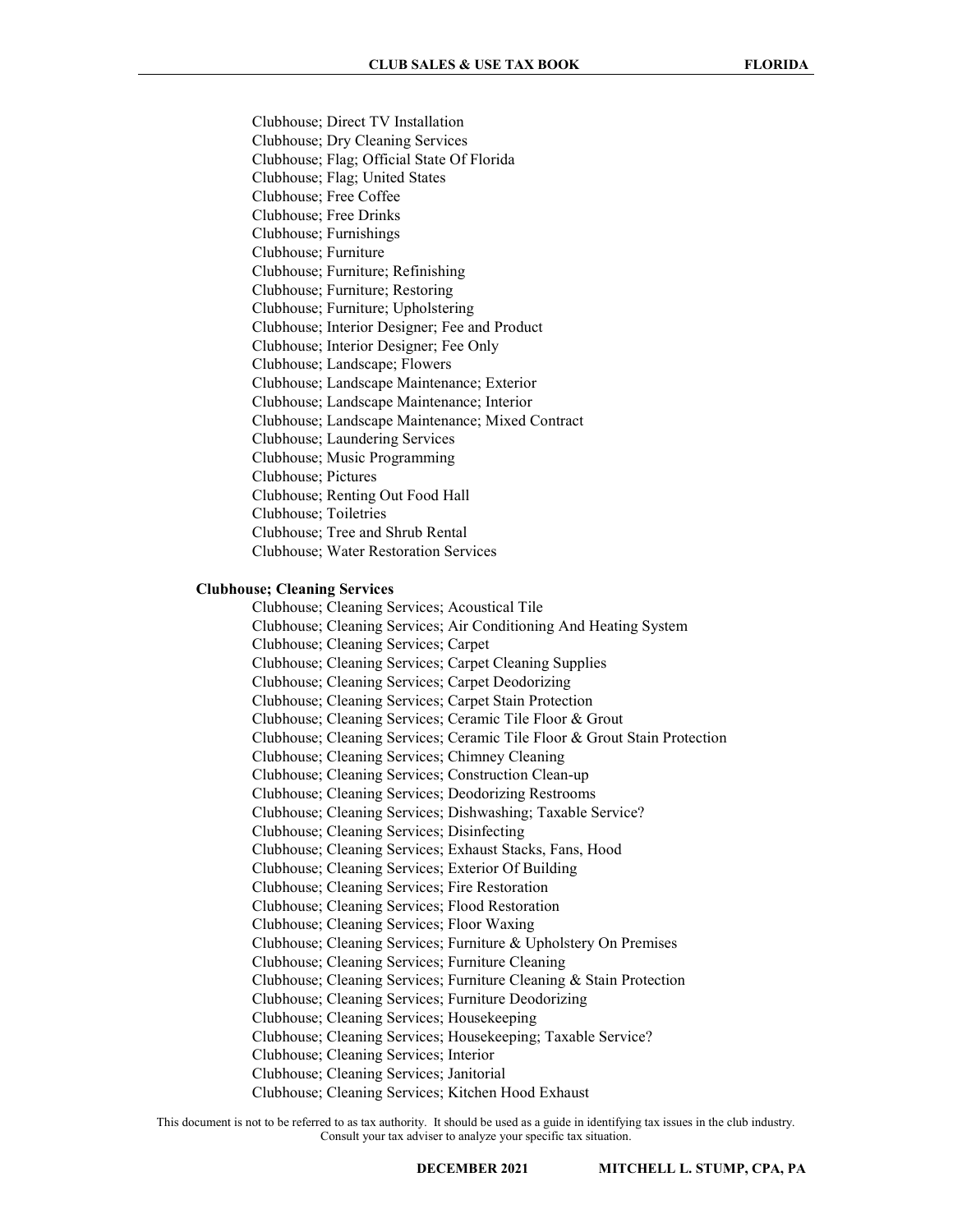Clubhouse; Direct TV Installation
Clubhouse; Dry Cleaning Services
Clubhouse; Flag; Official State Of Florida
Clubhouse; Flag; United States
Clubhouse; Free Coffee
Clubhouse; Free Drinks
Clubhouse; Furnishings
Clubhouse; Furniture
Clubhouse; Furniture; Refinishing
Clubhouse; Furniture; Restoring
Clubhouse; Furniture; Upholstering
Clubhouse; Interior Designer; Fee and Product
Clubhouse; Interior Designer; Fee Only
Clubhouse; Landscape; Flowers
Clubhouse; Landscape Maintenance; Exterior
Clubhouse; Landscape Maintenance; Interior
Clubhouse; Landscape Maintenance; Mixed Contract
Clubhouse; Laundering Services
Clubhouse; Music Programming
Clubhouse; Pictures
Clubhouse; Renting Out Food Hall
Clubhouse; Toiletries
Clubhouse; Tree and Shrub Rental
Clubhouse; Water Restoration Services

**Clubhouse; Cleaning Services**

Clubhouse; Cleaning Services; Acoustical Tile
Clubhouse; Cleaning Services; Air Conditioning And Heating System
Clubhouse; Cleaning Services; Carpet
Clubhouse; Cleaning Services; Carpet Cleaning Supplies
Clubhouse; Cleaning Services; Carpet Deodorizing
Clubhouse; Cleaning Services; Carpet Stain Protection
Clubhouse; Cleaning Services; Ceramic Tile Floor & Grout
Clubhouse; Cleaning Services; Ceramic Tile Floor & Grout Stain Protection
Clubhouse; Cleaning Services; Chimney Cleaning
Clubhouse; Cleaning Services; Construction Clean-up
Clubhouse; Cleaning Services; Deodorizing Restrooms
Clubhouse; Cleaning Services; Dishwashing; Taxable Service?
Clubhouse; Cleaning Services; Disinfecting
Clubhouse; Cleaning Services; Exhaust Stacks, Fans, Hood
Clubhouse; Cleaning Services; Exterior Of Building
Clubhouse; Cleaning Services; Fire Restoration
Clubhouse; Cleaning Services; Flood Restoration
Clubhouse; Cleaning Services; Floor Waxing
Clubhouse; Cleaning Services; Furniture & Upholstery On Premises
Clubhouse; Cleaning Services; Furniture Cleaning
Clubhouse; Cleaning Services; Furniture Cleaning & Stain Protection
Clubhouse; Cleaning Services; Furniture Deodorizing
Clubhouse; Cleaning Services; Housekeeping
Clubhouse; Cleaning Services; Housekeeping; Taxable Service?
Clubhouse; Cleaning Services; Interior
Clubhouse; Cleaning Services; Janitorial
Clubhouse; Cleaning Services; Kitchen Hood Exhaust

This document is not to be referred to as tax authority. It should be used as a guide in identifying tax issues in the club industry. Consult your tax adviser to analyze your specific tax situation.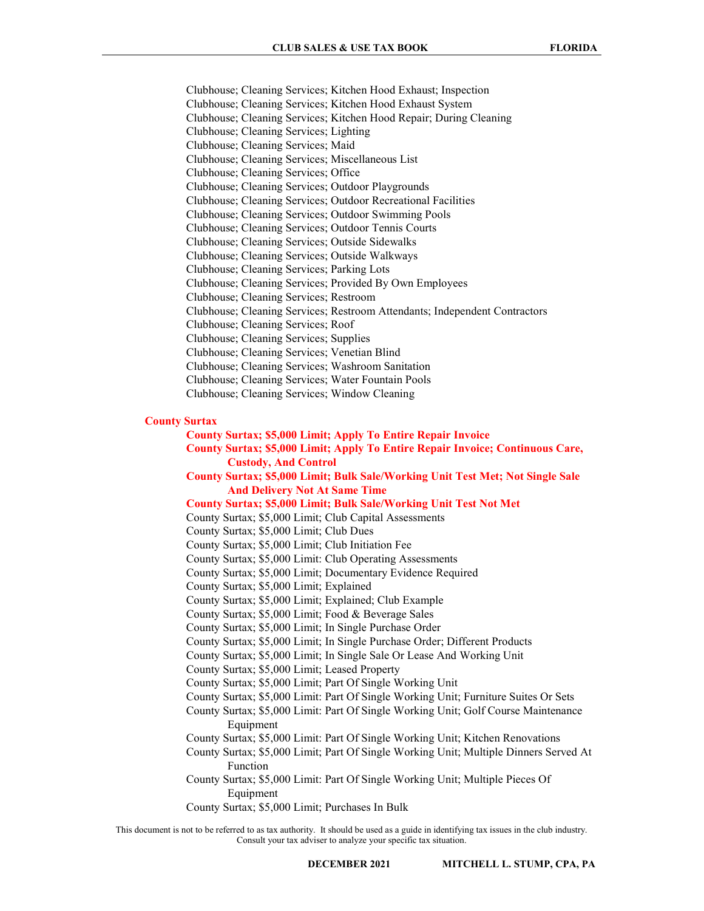Clubhouse; Cleaning Services; Kitchen Hood Exhaust; Inspection
Clubhouse; Cleaning Services; Kitchen Hood Exhaust System
Clubhouse; Cleaning Services; Kitchen Hood Repair; During Cleaning
Clubhouse; Cleaning Services; Lighting
Clubhouse; Cleaning Services; Maid
Clubhouse; Cleaning Services; Miscellaneous List
Clubhouse; Cleaning Services; Office
Clubhouse; Cleaning Services; Outdoor Playgrounds
Clubhouse; Cleaning Services; Outdoor Recreational Facilities
Clubhouse; Cleaning Services; Outdoor Swimming Pools
Clubhouse; Cleaning Services; Outdoor Tennis Courts
Clubhouse; Cleaning Services; Outside Sidewalks
Clubhouse; Cleaning Services; Outside Walkways
Clubhouse; Cleaning Services; Parking Lots
Clubhouse; Cleaning Services; Provided By Own Employees
Clubhouse; Cleaning Services; Restroom
Clubhouse; Cleaning Services; Restroom Attendants; Independent Contractors
Clubhouse; Cleaning Services; Roof
Clubhouse; Cleaning Services; Supplies
Clubhouse; Cleaning Services; Venetian Blind
Clubhouse; Cleaning Services; Washroom Sanitation
Clubhouse; Cleaning Services; Water Fountain Pools
Clubhouse; Cleaning Services; Window Cleaning

**County Surtax**

**County Surtax; $5,000 Limit; Apply To Entire Repair Invoice**
**County Surtax; $5,000 Limit; Apply To Entire Repair Invoice; Continuous Care, Custody, And Control**
**County Surtax; $5,000 Limit; Bulk Sale/Working Unit Test Met; Not Single Sale And Delivery Not At Same Time**
**County Surtax; $5,000 Limit; Bulk Sale/Working Unit Test Not Met**
County Surtax; $5,000 Limit; Club Capital Assessments
County Surtax; $5,000 Limit; Club Dues
County Surtax; $5,000 Limit; Club Initiation Fee
County Surtax; $5,000 Limit: Club Operating Assessments
County Surtax; $5,000 Limit; Documentary Evidence Required
County Surtax; $5,000 Limit; Explained
County Surtax; $5,000 Limit; Explained; Club Example
County Surtax; $5,000 Limit; Food & Beverage Sales
County Surtax; $5,000 Limit; In Single Purchase Order
County Surtax; $5,000 Limit; In Single Purchase Order; Different Products
County Surtax; $5,000 Limit; In Single Sale Or Lease And Working Unit
County Surtax; $5,000 Limit; Leased Property
County Surtax; $5,000 Limit; Part Of Single Working Unit
County Surtax; $5,000 Limit: Part Of Single Working Unit; Furniture Suites Or Sets
County Surtax; $5,000 Limit: Part Of Single Working Unit; Golf Course Maintenance Equipment
County Surtax; $5,000 Limit: Part Of Single Working Unit; Kitchen Renovations
County Surtax; $5,000 Limit; Part Of Single Working Unit; Multiple Dinners Served At Function
County Surtax; $5,000 Limit: Part Of Single Working Unit; Multiple Pieces Of Equipment
County Surtax; $5,000 Limit; Purchases In Bulk

This document is not to be referred to as tax authority. It should be used as a guide in identifying tax issues in the club industry. Consult your tax adviser to analyze your specific tax situation.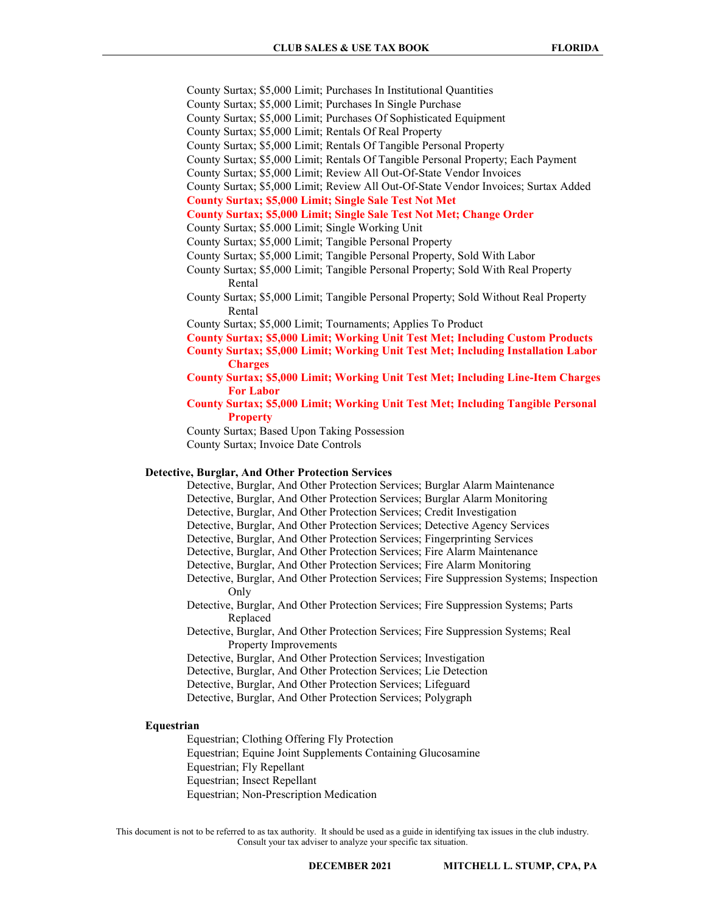County Surtax; $5,000 Limit; Purchases In Institutional Quantities
County Surtax; $5,000 Limit; Purchases In Single Purchase
County Surtax; $5,000 Limit; Purchases Of Sophisticated Equipment
County Surtax; $5,000 Limit; Rentals Of Real Property
County Surtax; $5,000 Limit; Rentals Of Tangible Personal Property
County Surtax; $5,000 Limit; Rentals Of Tangible Personal Property; Each Payment
County Surtax; $5,000 Limit; Review All Out-Of-State Vendor Invoices
County Surtax; $5,000 Limit; Review All Out-Of-State Vendor Invoices; Surtax Added
**County Surtax; $5,000 Limit; Single Sale Test Not Met**
**County Surtax; $5,000 Limit; Single Sale Test Not Met; Change Order**
County Surtax; $5.000 Limit; Single Working Unit
County Surtax; $5,000 Limit; Tangible Personal Property
County Surtax; $5,000 Limit; Tangible Personal Property, Sold With Labor
County Surtax; $5,000 Limit; Tangible Personal Property; Sold With Real Property Rental
County Surtax; $5,000 Limit; Tangible Personal Property; Sold Without Real Property Rental
County Surtax; $5,000 Limit; Tournaments; Applies To Product
**County Surtax; $5,000 Limit; Working Unit Test Met; Including Custom Products**
**County Surtax; $5,000 Limit; Working Unit Test Met; Including Installation Labor Charges**
**County Surtax; $5,000 Limit; Working Unit Test Met; Including Line-Item Charges For Labor**
**County Surtax; $5,000 Limit; Working Unit Test Met; Including Tangible Personal Property**
County Surtax; Based Upon Taking Possession
County Surtax; Invoice Date Controls

**Detective, Burglar, And Other Protection Services**

Detective, Burglar, And Other Protection Services; Burglar Alarm Maintenance
Detective, Burglar, And Other Protection Services; Burglar Alarm Monitoring
Detective, Burglar, And Other Protection Services; Credit Investigation
Detective, Burglar, And Other Protection Services; Detective Agency Services
Detective, Burglar, And Other Protection Services; Fingerprinting Services
Detective, Burglar, And Other Protection Services; Fire Alarm Maintenance
Detective, Burglar, And Other Protection Services; Fire Alarm Monitoring
Detective, Burglar, And Other Protection Services; Fire Suppression Systems; Inspection Only
Detective, Burglar, And Other Protection Services; Fire Suppression Systems; Parts Replaced
Detective, Burglar, And Other Protection Services; Fire Suppression Systems; Real Property Improvements
Detective, Burglar, And Other Protection Services; Investigation
Detective, Burglar, And Other Protection Services; Lie Detection
Detective, Burglar, And Other Protection Services; Lifeguard
Detective, Burglar, And Other Protection Services; Polygraph

**Equestrian**

Equestrian; Clothing Offering Fly Protection
Equestrian; Equine Joint Supplements Containing Glucosamine
Equestrian; Fly Repellant
Equestrian; Insect Repellant
Equestrian; Non-Prescription Medication

This document is not to be referred to as tax authority. It should be used as a guide in identifying tax issues in the club industry. Consult your tax adviser to analyze your specific tax situation.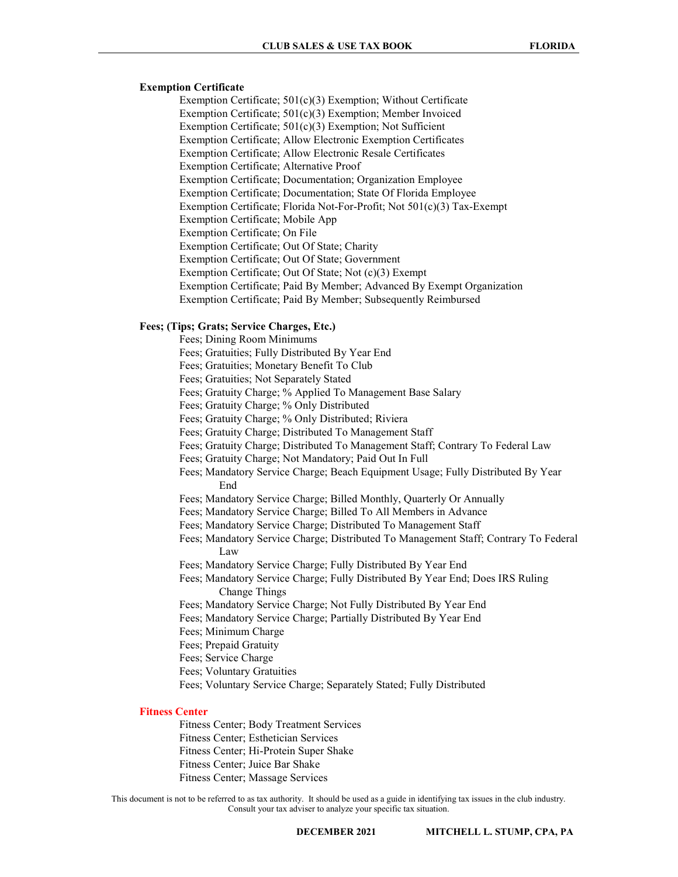**Exemption Certificate**

- Exemption Certificate; 501(c)(3) Exemption; Without Certificate
- Exemption Certificate; 501(c)(3) Exemption; Member Invoiced
- Exemption Certificate; 501(c)(3) Exemption; Not Sufficient
- Exemption Certificate; Allow Electronic Exemption Certificates
- Exemption Certificate; Allow Electronic Resale Certificates
- Exemption Certificate; Alternative Proof
- Exemption Certificate; Documentation; Organization Employee
- Exemption Certificate; Documentation; State Of Florida Employee
- Exemption Certificate; Florida Not-For-Profit; Not 501(c)(3) Tax-Exempt
- Exemption Certificate; Mobile App
- Exemption Certificate; On File
- Exemption Certificate; Out Of State; Charity
- Exemption Certificate; Out Of State; Government
- Exemption Certificate; Out Of State; Not (c)(3) Exempt
- Exemption Certificate; Paid By Member; Advanced By Exempt Organization
- Exemption Certificate; Paid By Member; Subsequently Reimbursed

**Fees; (Tips; Grats; Service Charges, Etc.)**

- Fees; Dining Room Minimums
- Fees; Gratuities; Fully Distributed By Year End
- Fees; Gratuities; Monetary Benefit To Club
- Fees; Gratuities; Not Separately Stated
- Fees; Gratuity Charge; % Applied To Management Base Salary
- Fees; Gratuity Charge; % Only Distributed
- Fees; Gratuity Charge; % Only Distributed; Riviera
- Fees; Gratuity Charge; Distributed To Management Staff
- Fees; Gratuity Charge; Distributed To Management Staff; Contrary To Federal Law
- Fees; Gratuity Charge; Not Mandatory; Paid Out In Full
- Fees; Mandatory Service Charge; Beach Equipment Usage; Fully Distributed By Year End
- Fees; Mandatory Service Charge; Billed Monthly, Quarterly Or Annually
- Fees; Mandatory Service Charge; Billed To All Members in Advance
- Fees; Mandatory Service Charge; Distributed To Management Staff
- Fees; Mandatory Service Charge; Distributed To Management Staff; Contrary To Federal Law
- Fees; Mandatory Service Charge; Fully Distributed By Year End
- Fees; Mandatory Service Charge; Fully Distributed By Year End; Does IRS Ruling Change Things
- Fees; Mandatory Service Charge; Not Fully Distributed By Year End
- Fees; Mandatory Service Charge; Partially Distributed By Year End
- Fees; Minimum Charge
- Fees; Prepaid Gratuity
- Fees; Service Charge
- Fees; Voluntary Gratuities
- Fees; Voluntary Service Charge; Separately Stated; Fully Distributed

**Fitness Center**

- Fitness Center; Body Treatment Services
- Fitness Center; Esthetician Services
- Fitness Center; Hi-Protein Super Shake
- Fitness Center; Juice Bar Shake
- Fitness Center; Massage Services

This document is not to be referred to as tax authority. It should be used as a guide in identifying tax issues in the club industry. Consult your tax adviser to analyze your specific tax situation.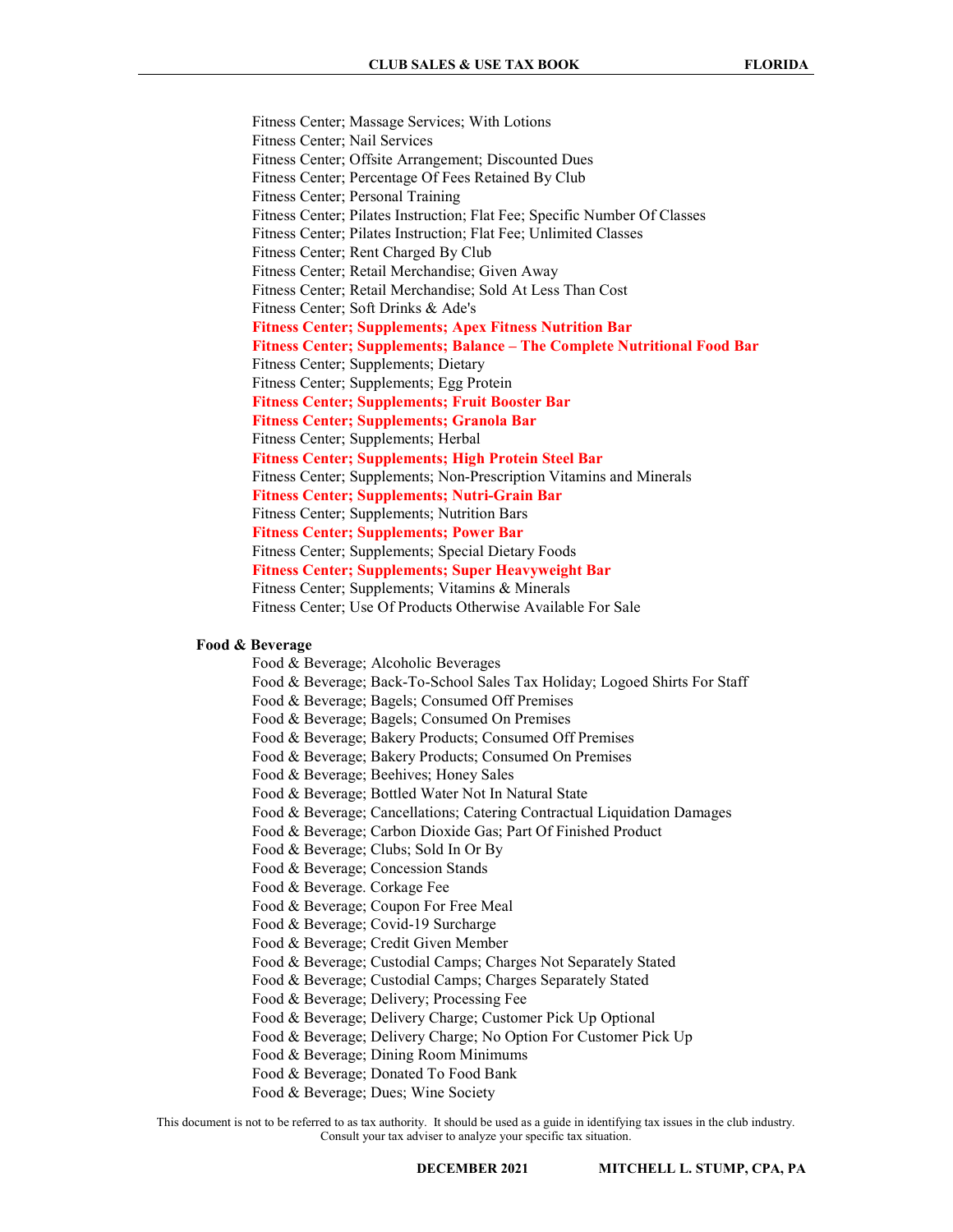Fitness Center; Massage Services; With Lotions
Fitness Center; Nail Services
Fitness Center; Offsite Arrangement; Discounted Dues
Fitness Center; Percentage Of Fees Retained By Club
Fitness Center; Personal Training
Fitness Center; Pilates Instruction; Flat Fee; Specific Number Of Classes
Fitness Center; Pilates Instruction; Flat Fee; Unlimited Classes
Fitness Center; Rent Charged By Club
Fitness Center; Retail Merchandise; Given Away
Fitness Center; Retail Merchandise; Sold At Less Than Cost
Fitness Center; Soft Drinks & Ade's
**Fitness Center; Supplements; Apex Fitness Nutrition Bar**
**Fitness Center; Supplements; Balance – The Complete Nutritional Food Bar**
Fitness Center; Supplements; Dietary
Fitness Center; Supplements; Egg Protein
**Fitness Center; Supplements; Fruit Booster Bar**
**Fitness Center; Supplements; Granola Bar**
Fitness Center; Supplements; Herbal
**Fitness Center; Supplements; High Protein Steel Bar**
Fitness Center; Supplements; Non-Prescription Vitamins and Minerals
**Fitness Center; Supplements; Nutri-Grain Bar**
Fitness Center; Supplements; Nutrition Bars
**Fitness Center; Supplements; Power Bar**
Fitness Center; Supplements; Special Dietary Foods
**Fitness Center; Supplements; Super Heavyweight Bar**
Fitness Center; Supplements; Vitamins & Minerals
Fitness Center; Use Of Products Otherwise Available For Sale

**Food & Beverage**

Food & Beverage; Alcoholic Beverages
Food & Beverage; Back-To-School Sales Tax Holiday; Logoed Shirts For Staff
Food & Beverage; Bagels; Consumed Off Premises
Food & Beverage; Bagels; Consumed On Premises
Food & Beverage; Bakery Products; Consumed Off Premises
Food & Beverage; Bakery Products; Consumed On Premises
Food & Beverage; Beehives; Honey Sales
Food & Beverage; Bottled Water Not In Natural State
Food & Beverage; Cancellations; Catering Contractual Liquidation Damages
Food & Beverage; Carbon Dioxide Gas; Part Of Finished Product
Food & Beverage; Clubs; Sold In Or By
Food & Beverage; Concession Stands
Food & Beverage. Corkage Fee
Food & Beverage; Coupon For Free Meal
Food & Beverage; Covid-19 Surcharge
Food & Beverage; Credit Given Member
Food & Beverage; Custodial Camps; Charges Not Separately Stated
Food & Beverage; Custodial Camps; Charges Separately Stated
Food & Beverage; Delivery; Processing Fee
Food & Beverage; Delivery Charge; Customer Pick Up Optional
Food & Beverage; Delivery Charge; No Option For Customer Pick Up
Food & Beverage; Dining Room Minimums
Food & Beverage; Donated To Food Bank
Food & Beverage; Dues; Wine Society

This document is not to be referred to as tax authority. It should be used as a guide in identifying tax issues in the club industry. Consult your tax adviser to analyze your specific tax situation.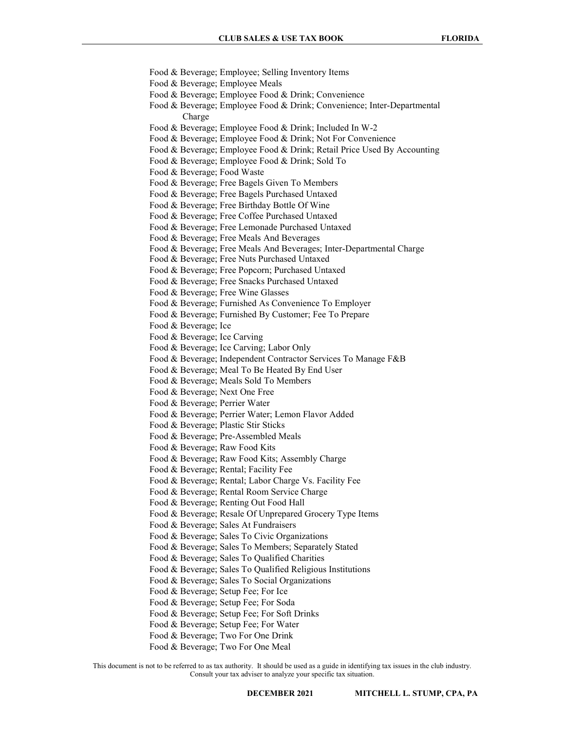Food & Beverage; Employee; Selling Inventory Items
Food & Beverage; Employee Meals
Food & Beverage; Employee Food & Drink; Convenience
Food & Beverage; Employee Food & Drink; Convenience; Inter-Departmental Charge
Food & Beverage; Employee Food & Drink; Included In W-2
Food & Beverage; Employee Food & Drink; Not For Convenience
Food & Beverage; Employee Food & Drink; Retail Price Used By Accounting
Food & Beverage; Employee Food & Drink; Sold To
Food & Beverage; Food Waste
Food & Beverage; Free Bagels Given To Members
Food & Beverage; Free Bagels Purchased Untaxed
Food & Beverage; Free Birthday Bottle Of Wine
Food & Beverage; Free Coffee Purchased Untaxed
Food & Beverage; Free Lemonade Purchased Untaxed
Food & Beverage; Free Meals And Beverages
Food & Beverage; Free Meals And Beverages; Inter-Departmental Charge
Food & Beverage; Free Nuts Purchased Untaxed
Food & Beverage; Free Popcorn; Purchased Untaxed
Food & Beverage; Free Snacks Purchased Untaxed
Food & Beverage; Free Wine Glasses
Food & Beverage; Furnished As Convenience To Employer
Food & Beverage; Furnished By Customer; Fee To Prepare
Food & Beverage; Ice
Food & Beverage; Ice Carving
Food & Beverage; Ice Carving; Labor Only
Food & Beverage; Independent Contractor Services To Manage F&B
Food & Beverage; Meal To Be Heated By End User
Food & Beverage; Meals Sold To Members
Food & Beverage; Next One Free
Food & Beverage; Perrier Water
Food & Beverage; Perrier Water; Lemon Flavor Added
Food & Beverage; Plastic Stir Sticks
Food & Beverage; Pre-Assembled Meals
Food & Beverage; Raw Food Kits
Food & Beverage; Raw Food Kits; Assembly Charge
Food & Beverage; Rental; Facility Fee
Food & Beverage; Rental; Labor Charge Vs. Facility Fee
Food & Beverage; Rental Room Service Charge
Food & Beverage; Renting Out Food Hall
Food & Beverage; Resale Of Unprepared Grocery Type Items
Food & Beverage; Sales At Fundraisers
Food & Beverage; Sales To Civic Organizations
Food & Beverage; Sales To Members; Separately Stated
Food & Beverage; Sales To Qualified Charities
Food & Beverage; Sales To Qualified Religious Institutions
Food & Beverage; Sales To Social Organizations
Food & Beverage; Setup Fee; For Ice
Food & Beverage; Setup Fee; For Soda
Food & Beverage; Setup Fee; For Soft Drinks
Food & Beverage; Setup Fee; For Water
Food & Beverage; Two For One Drink
Food & Beverage; Two For One Meal

This document is not to be referred to as tax authority. It should be used as a guide in identifying tax issues in the club industry. Consult your tax adviser to analyze your specific tax situation.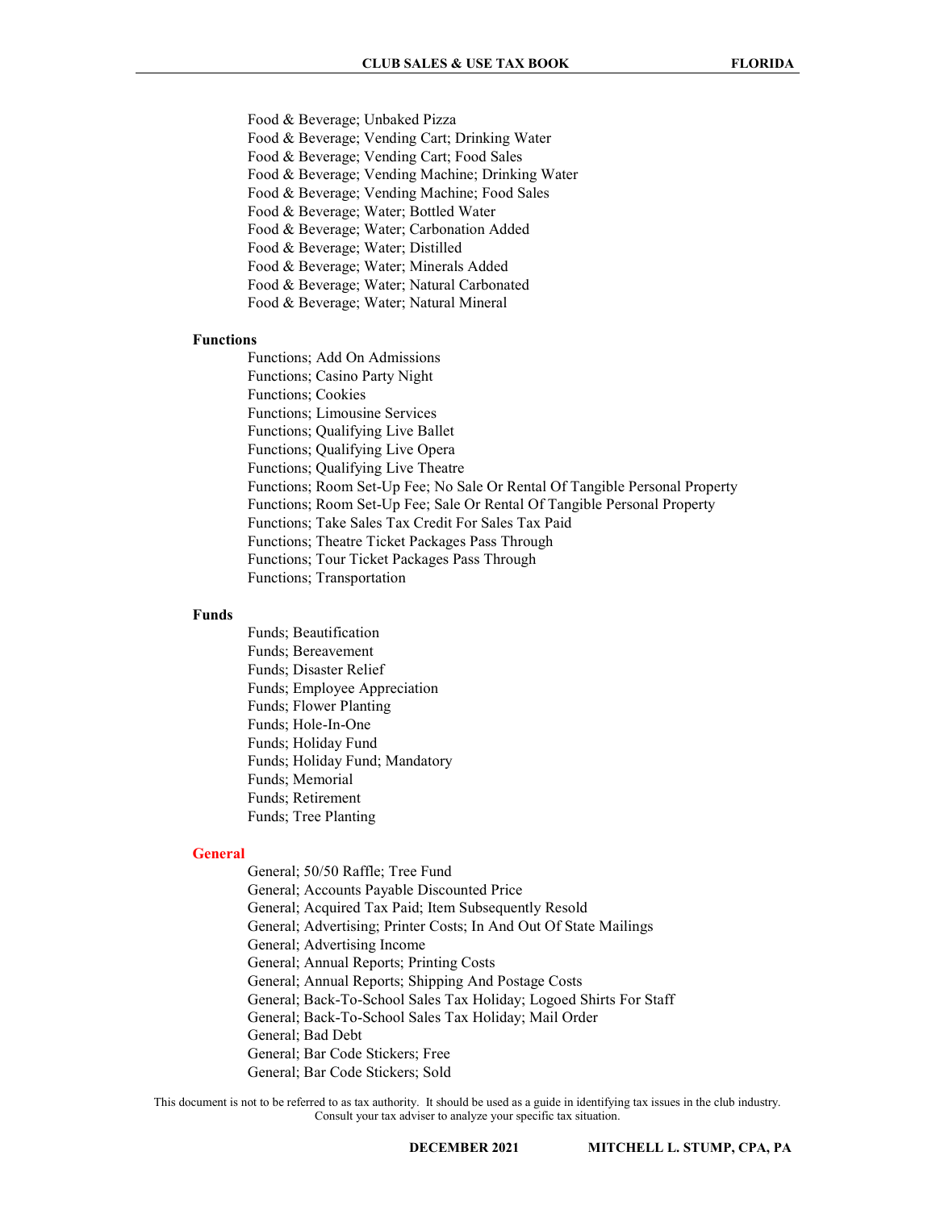Food & Beverage; Unbaked Pizza
Food & Beverage; Vending Cart; Drinking Water
Food & Beverage; Vending Cart; Food Sales
Food & Beverage; Vending Machine; Drinking Water
Food & Beverage; Vending Machine; Food Sales
Food & Beverage; Water; Bottled Water
Food & Beverage; Water; Carbonation Added
Food & Beverage; Water; Distilled
Food & Beverage; Water; Minerals Added
Food & Beverage; Water; Natural Carbonated
Food & Beverage; Water; Natural Mineral

**Functions**

Functions; Add On Admissions
Functions; Casino Party Night
Functions; Cookies
Functions; Limousine Services
Functions; Qualifying Live Ballet
Functions; Qualifying Live Opera
Functions; Qualifying Live Theatre
Functions; Room Set-Up Fee; No Sale Or Rental Of Tangible Personal Property
Functions; Room Set-Up Fee; Sale Or Rental Of Tangible Personal Property
Functions; Take Sales Tax Credit For Sales Tax Paid
Functions; Theatre Ticket Packages Pass Through
Functions; Tour Ticket Packages Pass Through
Functions; Transportation

**Funds**

Funds; Beautification
Funds; Bereavement
Funds; Disaster Relief
Funds; Employee Appreciation
Funds; Flower Planting
Funds; Hole-In-One
Funds; Holiday Fund
Funds; Holiday Fund; Mandatory
Funds; Memorial
Funds; Retirement
Funds; Tree Planting

**General**

General; 50/50 Raffle; Tree Fund
General; Accounts Payable Discounted Price
General; Acquired Tax Paid; Item Subsequently Resold
General; Advertising; Printer Costs; In And Out Of State Mailings
General; Advertising Income
General; Annual Reports; Printing Costs
General; Annual Reports; Shipping And Postage Costs
General; Back-To-School Sales Tax Holiday; Logoed Shirts For Staff
General; Back-To-School Sales Tax Holiday; Mail Order
General; Bad Debt
General; Bar Code Stickers; Free
General; Bar Code Stickers; Sold

This document is not to be referred to as tax authority. It should be used as a guide in identifying tax issues in the club industry. Consult your tax adviser to analyze your specific tax situation.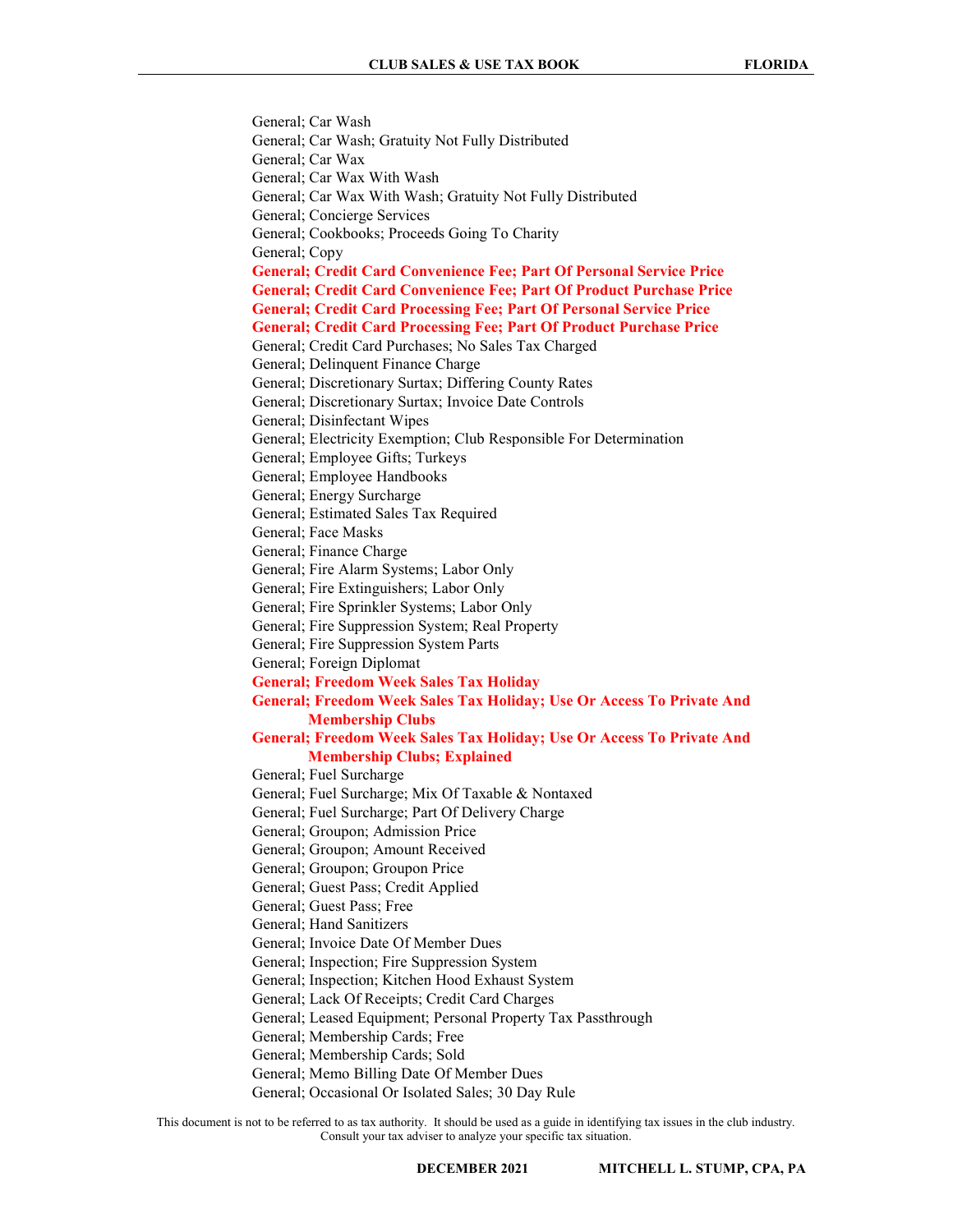General; Car Wash
General; Car Wash; Gratuity Not Fully Distributed
General; Car Wax
General; Car Wax With Wash
General; Car Wax With Wash; Gratuity Not Fully Distributed
General; Concierge Services
General; Cookbooks; Proceeds Going To Charity
General; Copy
**General; Credit Card Convenience Fee; Part Of Personal Service Price**
**General; Credit Card Convenience Fee; Part Of Product Purchase Price**
**General; Credit Card Processing Fee; Part Of Personal Service Price**
**General; Credit Card Processing Fee; Part Of Product Purchase Price**
General; Credit Card Purchases; No Sales Tax Charged
General; Delinquent Finance Charge
General; Discretionary Surtax; Differing County Rates
General; Discretionary Surtax; Invoice Date Controls
General; Disinfectant Wipes
General; Electricity Exemption; Club Responsible For Determination
General; Employee Gifts; Turkeys
General; Employee Handbooks
General; Energy Surcharge
General; Estimated Sales Tax Required
General; Face Masks
General; Finance Charge
General; Fire Alarm Systems; Labor Only
General; Fire Extinguishers; Labor Only
General; Fire Sprinkler Systems; Labor Only
General; Fire Suppression System; Real Property
General; Fire Suppression System Parts
General; Foreign Diplomat
**General; Freedom Week Sales Tax Holiday**
**General; Freedom Week Sales Tax Holiday; Use Or Access To Private And Membership Clubs**
**General; Freedom Week Sales Tax Holiday; Use Or Access To Private And Membership Clubs; Explained**
General; Fuel Surcharge
General; Fuel Surcharge; Mix Of Taxable & Nontaxed
General; Fuel Surcharge; Part Of Delivery Charge
General; Groupon; Admission Price
General; Groupon; Amount Received
General; Groupon; Groupon Price
General; Guest Pass; Credit Applied
General; Guest Pass; Free
General; Hand Sanitizers
General; Invoice Date Of Member Dues
General; Inspection; Fire Suppression System
General; Inspection; Kitchen Hood Exhaust System
General; Lack Of Receipts; Credit Card Charges
General; Leased Equipment; Personal Property Tax Passthrough
General; Membership Cards; Free
General; Membership Cards; Sold
General; Memo Billing Date Of Member Dues
General; Occasional Or Isolated Sales; 30 Day Rule

This document is not to be referred to as tax authority. It should be used as a guide in identifying tax issues in the club industry. Consult your tax adviser to analyze your specific tax situation.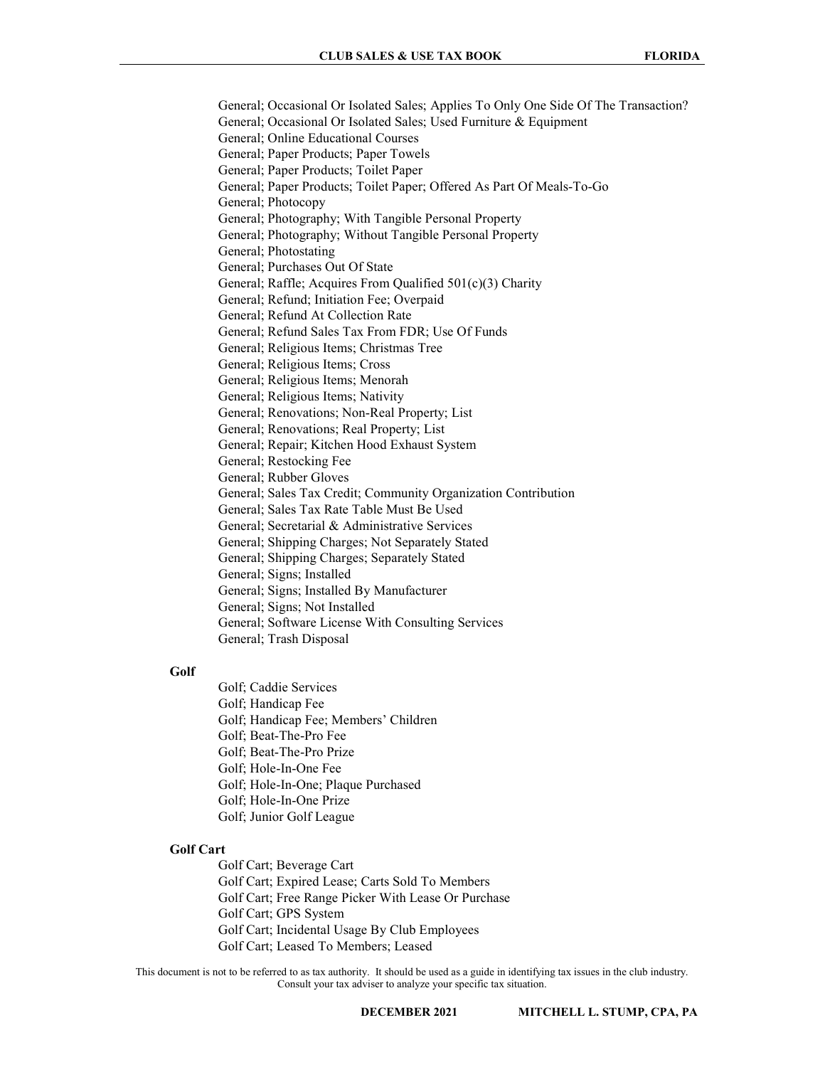General; Occasional Or Isolated Sales; Applies To Only One Side Of The Transaction?
General; Occasional Or Isolated Sales; Used Furniture & Equipment
General; Online Educational Courses
General; Paper Products; Paper Towels
General; Paper Products; Toilet Paper
General; Paper Products; Toilet Paper; Offered As Part Of Meals-To-Go
General; Photocopy
General; Photography; With Tangible Personal Property
General; Photography; Without Tangible Personal Property
General; Photostating
General; Purchases Out Of State
General; Raffle; Acquires From Qualified 501(c)(3) Charity
General; Refund; Initiation Fee; Overpaid
General; Refund At Collection Rate
General; Refund Sales Tax From FDR; Use Of Funds
General; Religious Items; Christmas Tree
General; Religious Items; Cross
General; Religious Items; Menorah
General; Religious Items; Nativity
General; Renovations; Non-Real Property; List
General; Renovations; Real Property; List
General; Repair; Kitchen Hood Exhaust System
General; Restocking Fee
General; Rubber Gloves
General; Sales Tax Credit; Community Organization Contribution
General; Sales Tax Rate Table Must Be Used
General; Secretarial & Administrative Services
General; Shipping Charges; Not Separately Stated
General; Shipping Charges; Separately Stated
General; Signs; Installed
General; Signs; Installed By Manufacturer
General; Signs; Not Installed
General; Software License With Consulting Services
General; Trash Disposal

**Golf**

Golf; Caddie Services
Golf; Handicap Fee
Golf; Handicap Fee; Members' Children
Golf; Beat-The-Pro Fee
Golf; Beat-The-Pro Prize
Golf; Hole-In-One Fee
Golf; Hole-In-One; Plaque Purchased
Golf; Hole-In-One Prize
Golf; Junior Golf League

**Golf Cart**

Golf Cart; Beverage Cart
Golf Cart; Expired Lease; Carts Sold To Members
Golf Cart; Free Range Picker With Lease Or Purchase
Golf Cart; GPS System
Golf Cart; Incidental Usage By Club Employees
Golf Cart; Leased To Members; Leased

This document is not to be referred to as tax authority. It should be used as a guide in identifying tax issues in the club industry. Consult your tax adviser to analyze your specific tax situation.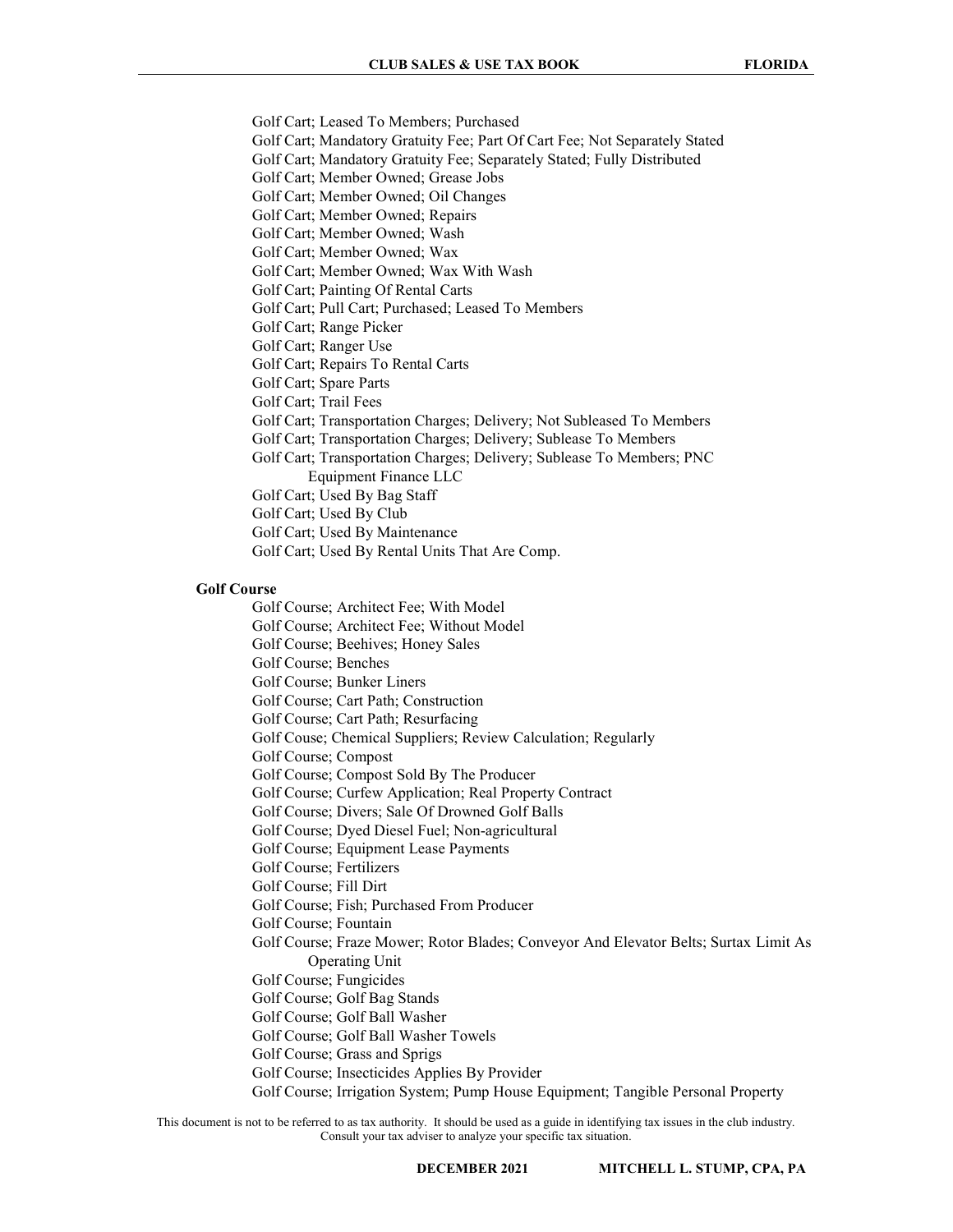Golf Cart; Leased To Members; Purchased
Golf Cart; Mandatory Gratuity Fee; Part Of Cart Fee; Not Separately Stated
Golf Cart; Mandatory Gratuity Fee; Separately Stated; Fully Distributed
Golf Cart; Member Owned; Grease Jobs
Golf Cart; Member Owned; Oil Changes
Golf Cart; Member Owned; Repairs
Golf Cart; Member Owned; Wash
Golf Cart; Member Owned; Wax
Golf Cart; Member Owned; Wax With Wash
Golf Cart; Painting Of Rental Carts
Golf Cart; Pull Cart; Purchased; Leased To Members
Golf Cart; Range Picker
Golf Cart; Ranger Use
Golf Cart; Repairs To Rental Carts
Golf Cart; Spare Parts
Golf Cart; Trail Fees
Golf Cart; Transportation Charges; Delivery; Not Subleased To Members
Golf Cart; Transportation Charges; Delivery; Sublease To Members
Golf Cart; Transportation Charges; Delivery; Sublease To Members; PNC Equipment Finance LLC
Golf Cart; Used By Bag Staff
Golf Cart; Used By Club
Golf Cart; Used By Maintenance
Golf Cart; Used By Rental Units That Are Comp.

**Golf Course**

Golf Course; Architect Fee; With Model
Golf Course; Architect Fee; Without Model
Golf Course; Beehives; Honey Sales
Golf Course; Benches
Golf Course; Bunker Liners
Golf Course; Cart Path; Construction
Golf Course; Cart Path; Resurfacing
Golf Couse; Chemical Suppliers; Review Calculation; Regularly
Golf Course; Compost
Golf Course; Compost Sold By The Producer
Golf Course; Curfew Application; Real Property Contract
Golf Course; Divers; Sale Of Drowned Golf Balls
Golf Course; Dyed Diesel Fuel; Non-agricultural
Golf Course; Equipment Lease Payments
Golf Course; Fertilizers
Golf Course; Fill Dirt
Golf Course; Fish; Purchased From Producer
Golf Course; Fountain
Golf Course; Fraze Mower; Rotor Blades; Conveyor And Elevator Belts; Surtax Limit As Operating Unit
Golf Course; Fungicides
Golf Course; Golf Bag Stands
Golf Course; Golf Ball Washer
Golf Course; Golf Ball Washer Towels
Golf Course; Grass and Sprigs
Golf Course; Insecticides Applies By Provider
Golf Course; Irrigation System; Pump House Equipment; Tangible Personal Property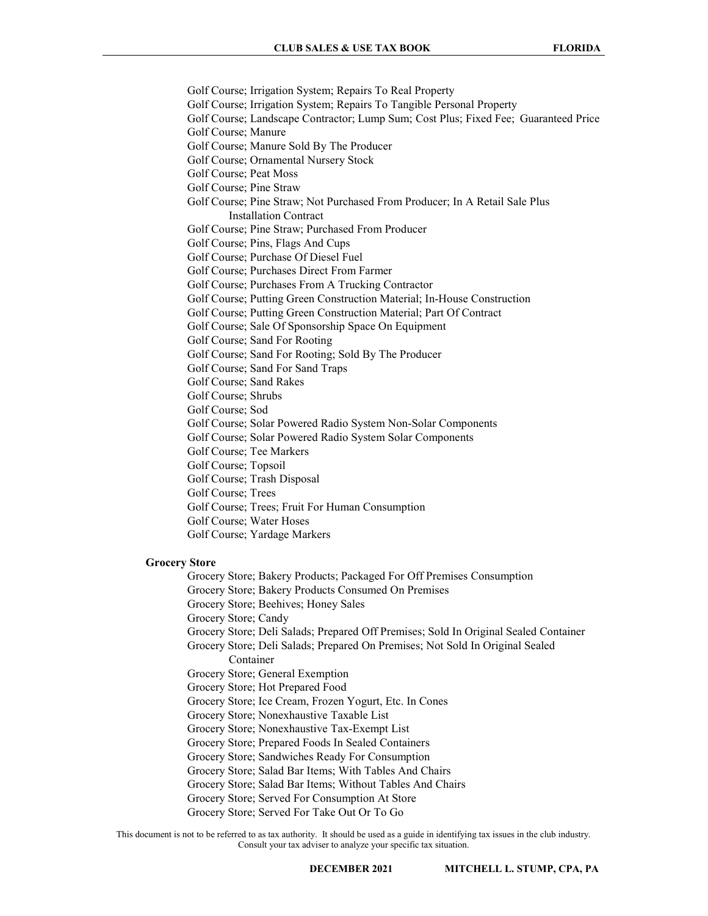Golf Course; Irrigation System; Repairs To Real Property
Golf Course; Irrigation System; Repairs To Tangible Personal Property
Golf Course; Landscape Contractor; Lump Sum; Cost Plus; Fixed Fee; Guaranteed Price
Golf Course; Manure
Golf Course; Manure Sold By The Producer
Golf Course; Ornamental Nursery Stock
Golf Course; Peat Moss
Golf Course; Pine Straw
Golf Course; Pine Straw; Not Purchased From Producer; In A Retail Sale Plus Installation Contract
Golf Course; Pine Straw; Purchased From Producer
Golf Course; Pins, Flags And Cups
Golf Course; Purchase Of Diesel Fuel
Golf Course; Purchases Direct From Farmer
Golf Course; Purchases From A Trucking Contractor
Golf Course; Putting Green Construction Material; In-House Construction
Golf Course; Putting Green Construction Material; Part Of Contract
Golf Course; Sale Of Sponsorship Space On Equipment
Golf Course; Sand For Rooting
Golf Course; Sand For Rooting; Sold By The Producer
Golf Course; Sand For Sand Traps
Golf Course; Sand Rakes
Golf Course; Shrubs
Golf Course; Sod
Golf Course; Solar Powered Radio System Non-Solar Components
Golf Course; Solar Powered Radio System Solar Components
Golf Course; Tee Markers
Golf Course; Topsoil
Golf Course; Trash Disposal
Golf Course; Trees
Golf Course; Trees; Fruit For Human Consumption
Golf Course; Water Hoses
Golf Course; Yardage Markers

**Grocery Store**

Grocery Store; Bakery Products; Packaged For Off Premises Consumption
Grocery Store; Bakery Products Consumed On Premises
Grocery Store; Beehives; Honey Sales
Grocery Store; Candy
Grocery Store; Deli Salads; Prepared Off Premises; Sold In Original Sealed Container
Grocery Store; Deli Salads; Prepared On Premises; Not Sold In Original Sealed Container
Grocery Store; General Exemption
Grocery Store; Hot Prepared Food
Grocery Store; Ice Cream, Frozen Yogurt, Etc. In Cones
Grocery Store; Nonexhaustive Taxable List
Grocery Store; Nonexhaustive Tax-Exempt List
Grocery Store; Prepared Foods In Sealed Containers
Grocery Store; Sandwiches Ready For Consumption
Grocery Store; Salad Bar Items; With Tables And Chairs
Grocery Store; Salad Bar Items; Without Tables And Chairs
Grocery Store; Served For Consumption At Store
Grocery Store; Served For Take Out Or To Go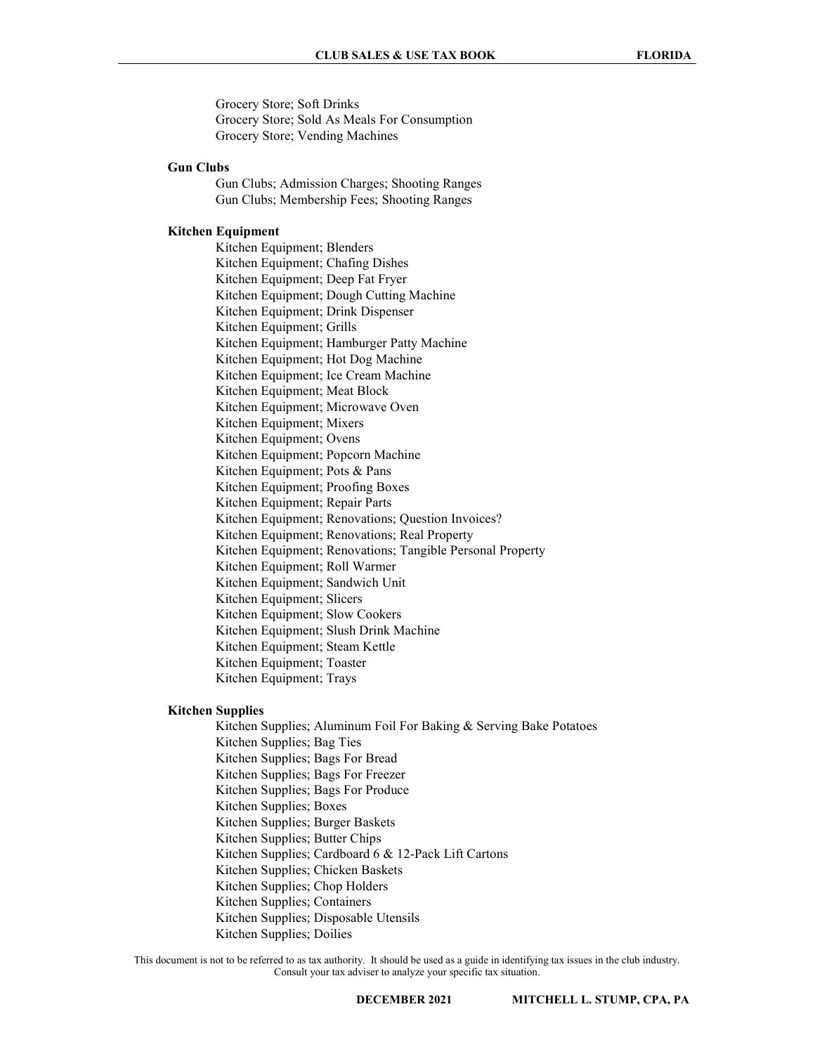Grocery Store; Soft Drinks
Grocery Store; Sold As Meals For Consumption
Grocery Store; Vending Machines

**Gun Clubs**

Gun Clubs; Admission Charges; Shooting Ranges
Gun Clubs; Membership Fees; Shooting Ranges

**Kitchen Equipment**

Kitchen Equipment; Blenders
Kitchen Equipment; Chafing Dishes
Kitchen Equipment; Deep Fat Fryer
Kitchen Equipment; Dough Cutting Machine
Kitchen Equipment; Drink Dispenser
Kitchen Equipment; Grills
Kitchen Equipment; Hamburger Patty Machine
Kitchen Equipment; Hot Dog Machine
Kitchen Equipment; Ice Cream Machine
Kitchen Equipment; Meat Block
Kitchen Equipment; Microwave Oven
Kitchen Equipment; Mixers
Kitchen Equipment; Ovens
Kitchen Equipment; Popcorn Machine
Kitchen Equipment; Pots & Pans
Kitchen Equipment; Proofing Boxes
Kitchen Equipment; Repair Parts
Kitchen Equipment; Renovations; Question Invoices?
Kitchen Equipment; Renovations; Real Property
Kitchen Equipment; Renovations; Tangible Personal Property
Kitchen Equipment; Roll Warmer
Kitchen Equipment; Sandwich Unit
Kitchen Equipment; Slicers
Kitchen Equipment; Slow Cookers
Kitchen Equipment; Slush Drink Machine
Kitchen Equipment; Steam Kettle
Kitchen Equipment; Toaster
Kitchen Equipment; Trays

**Kitchen Supplies**

Kitchen Supplies; Aluminum Foil For Baking & Serving Bake Potatoes
Kitchen Supplies; Bag Ties
Kitchen Supplies; Bags For Bread
Kitchen Supplies; Bags For Freezer
Kitchen Supplies; Bags For Produce
Kitchen Supplies; Boxes
Kitchen Supplies; Burger Baskets
Kitchen Supplies; Butter Chips
Kitchen Supplies; Cardboard 6 & 12-Pack Lift Cartons
Kitchen Supplies; Chicken Baskets
Kitchen Supplies; Chop Holders
Kitchen Supplies; Containers
Kitchen Supplies; Disposable Utensils
Kitchen Supplies; Doilies

This document is not to be referred to as tax authority. It should be used as a guide in identifying tax issues in the club industry. Consult your tax adviser to analyze your specific tax situation.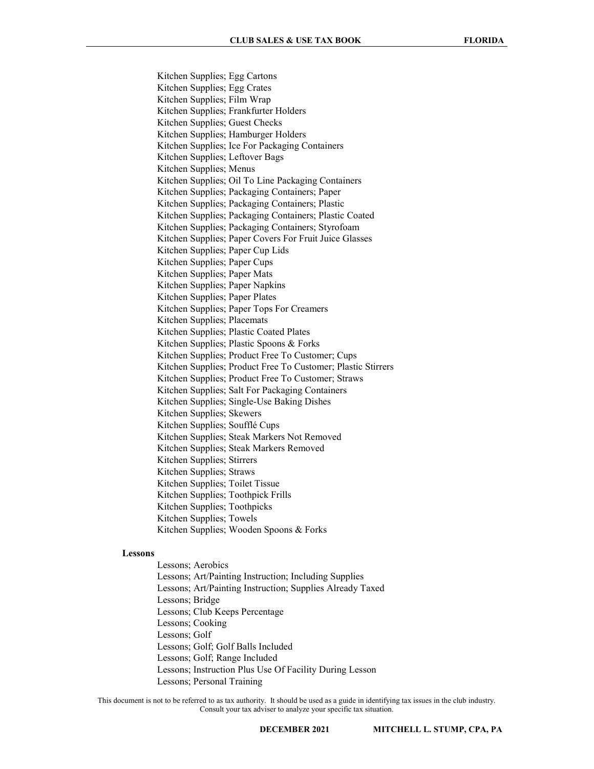Kitchen Supplies; Egg Cartons
Kitchen Supplies; Egg Crates
Kitchen Supplies; Film Wrap
Kitchen Supplies; Frankfurter Holders
Kitchen Supplies; Guest Checks
Kitchen Supplies; Hamburger Holders
Kitchen Supplies; Ice For Packaging Containers
Kitchen Supplies; Leftover Bags
Kitchen Supplies; Menus
Kitchen Supplies; Oil To Line Packaging Containers
Kitchen Supplies; Packaging Containers; Paper
Kitchen Supplies; Packaging Containers; Plastic
Kitchen Supplies; Packaging Containers; Plastic Coated
Kitchen Supplies; Packaging Containers; Styrofoam
Kitchen Supplies; Paper Covers For Fruit Juice Glasses
Kitchen Supplies; Paper Cup Lids
Kitchen Supplies; Paper Cups
Kitchen Supplies; Paper Mats
Kitchen Supplies; Paper Napkins
Kitchen Supplies; Paper Plates
Kitchen Supplies; Paper Tops For Creamers
Kitchen Supplies; Placemats
Kitchen Supplies; Plastic Coated Plates
Kitchen Supplies; Plastic Spoons & Forks
Kitchen Supplies; Product Free To Customer; Cups
Kitchen Supplies; Product Free To Customer; Plastic Stirrers
Kitchen Supplies; Product Free To Customer; Straws
Kitchen Supplies; Salt For Packaging Containers
Kitchen Supplies; Single-Use Baking Dishes
Kitchen Supplies; Skewers
Kitchen Supplies; Soufflé Cups
Kitchen Supplies; Steak Markers Not Removed
Kitchen Supplies; Steak Markers Removed
Kitchen Supplies; Stirrers
Kitchen Supplies; Straws
Kitchen Supplies; Toilet Tissue
Kitchen Supplies; Toothpick Frills
Kitchen Supplies; Toothpicks
Kitchen Supplies; Towels
Kitchen Supplies; Wooden Spoons & Forks

**Lessons**

Lessons; Aerobics
Lessons; Art/Painting Instruction; Including Supplies
Lessons; Art/Painting Instruction; Supplies Already Taxed
Lessons; Bridge
Lessons; Club Keeps Percentage
Lessons; Cooking
Lessons; Golf
Lessons; Golf; Golf Balls Included
Lessons; Golf; Range Included
Lessons; Instruction Plus Use Of Facility During Lesson
Lessons; Personal Training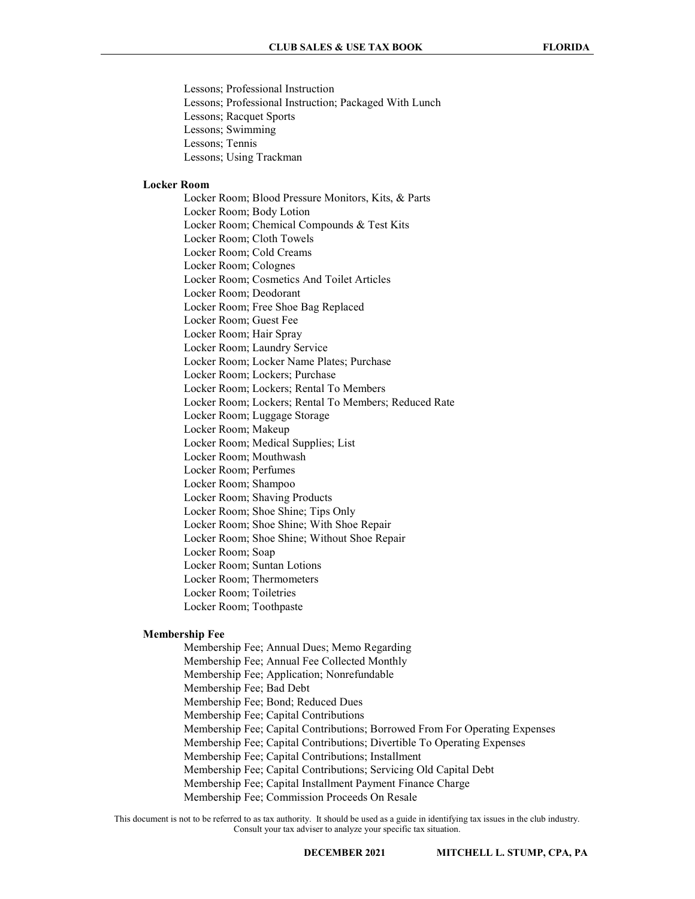Lessons; Professional Instruction
Lessons; Professional Instruction; Packaged With Lunch
Lessons; Racquet Sports
Lessons; Swimming
Lessons; Tennis
Lessons; Using Trackman

**Locker Room**

Locker Room; Blood Pressure Monitors, Kits, & Parts
Locker Room; Body Lotion
Locker Room; Chemical Compounds & Test Kits
Locker Room; Cloth Towels
Locker Room; Cold Creams
Locker Room; Colognes
Locker Room; Cosmetics And Toilet Articles
Locker Room; Deodorant
Locker Room; Free Shoe Bag Replaced
Locker Room; Guest Fee
Locker Room; Hair Spray
Locker Room; Laundry Service
Locker Room; Locker Name Plates; Purchase
Locker Room; Lockers; Purchase
Locker Room; Lockers; Rental To Members
Locker Room; Lockers; Rental To Members; Reduced Rate
Locker Room; Luggage Storage
Locker Room; Makeup
Locker Room; Medical Supplies; List
Locker Room; Mouthwash
Locker Room; Perfumes
Locker Room; Shampoo
Locker Room; Shaving Products
Locker Room; Shoe Shine; Tips Only
Locker Room; Shoe Shine; With Shoe Repair
Locker Room; Shoe Shine; Without Shoe Repair
Locker Room; Soap
Locker Room; Suntan Lotions
Locker Room; Thermometers
Locker Room; Toiletries
Locker Room; Toothpaste

**Membership Fee**

Membership Fee; Annual Dues; Memo Regarding
Membership Fee; Annual Fee Collected Monthly
Membership Fee; Application; Nonrefundable
Membership Fee; Bad Debt
Membership Fee; Bond; Reduced Dues
Membership Fee; Capital Contributions
Membership Fee; Capital Contributions; Borrowed From For Operating Expenses
Membership Fee; Capital Contributions; Divertible To Operating Expenses
Membership Fee; Capital Contributions; Installment
Membership Fee; Capital Contributions; Servicing Old Capital Debt
Membership Fee; Capital Installment Payment Finance Charge
Membership Fee; Commission Proceeds On Resale

This document is not to be referred to as tax authority. It should be used as a guide in identifying tax issues in the club industry. Consult your tax adviser to analyze your specific tax situation.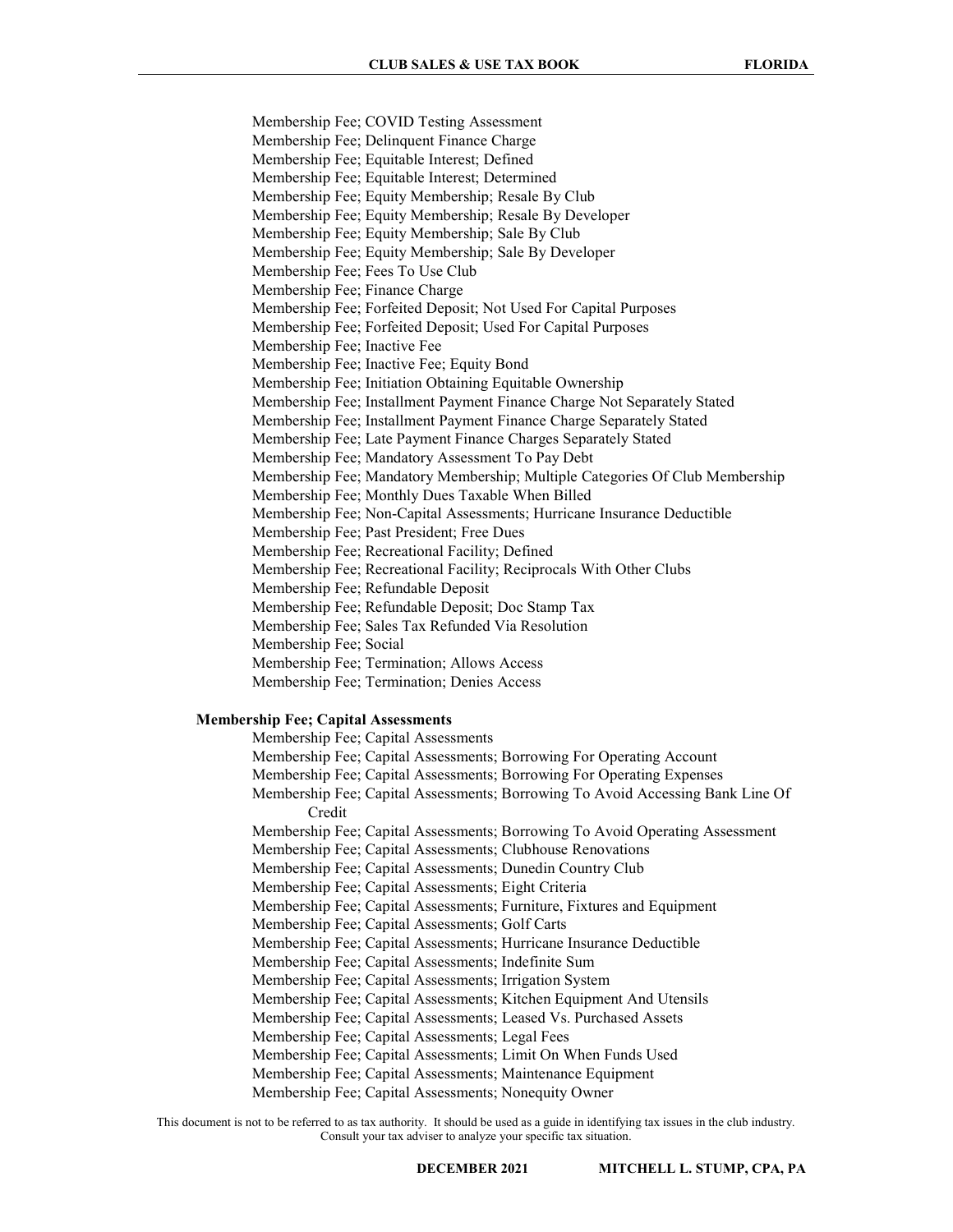Membership Fee; COVID Testing Assessment
Membership Fee; Delinquent Finance Charge
Membership Fee; Equitable Interest; Defined
Membership Fee; Equitable Interest; Determined
Membership Fee; Equity Membership; Resale By Club
Membership Fee; Equity Membership; Resale By Developer
Membership Fee; Equity Membership; Sale By Club
Membership Fee; Equity Membership; Sale By Developer
Membership Fee; Fees To Use Club
Membership Fee; Finance Charge
Membership Fee; Forfeited Deposit; Not Used For Capital Purposes
Membership Fee; Forfeited Deposit; Used For Capital Purposes
Membership Fee; Inactive Fee
Membership Fee; Inactive Fee; Equity Bond
Membership Fee; Initiation Obtaining Equitable Ownership
Membership Fee; Installment Payment Finance Charge Not Separately Stated
Membership Fee; Installment Payment Finance Charge Separately Stated
Membership Fee; Late Payment Finance Charges Separately Stated
Membership Fee; Mandatory Assessment To Pay Debt
Membership Fee; Mandatory Membership; Multiple Categories Of Club Membership
Membership Fee; Monthly Dues Taxable When Billed
Membership Fee; Non-Capital Assessments; Hurricane Insurance Deductible
Membership Fee; Past President; Free Dues
Membership Fee; Recreational Facility; Defined
Membership Fee; Recreational Facility; Reciprocals With Other Clubs
Membership Fee; Refundable Deposit
Membership Fee; Refundable Deposit; Doc Stamp Tax
Membership Fee; Sales Tax Refunded Via Resolution
Membership Fee; Social
Membership Fee; Termination; Allows Access
Membership Fee; Termination; Denies Access

**Membership Fee; Capital Assessments**

Membership Fee; Capital Assessments
Membership Fee; Capital Assessments; Borrowing For Operating Account
Membership Fee; Capital Assessments; Borrowing For Operating Expenses
Membership Fee; Capital Assessments; Borrowing To Avoid Accessing Bank Line Of Credit
Membership Fee; Capital Assessments; Borrowing To Avoid Operating Assessment
Membership Fee; Capital Assessments; Clubhouse Renovations
Membership Fee; Capital Assessments; Dunedin Country Club
Membership Fee; Capital Assessments; Eight Criteria
Membership Fee; Capital Assessments; Furniture, Fixtures and Equipment
Membership Fee; Capital Assessments; Golf Carts
Membership Fee; Capital Assessments; Hurricane Insurance Deductible
Membership Fee; Capital Assessments; Indefinite Sum
Membership Fee; Capital Assessments; Irrigation System
Membership Fee; Capital Assessments; Kitchen Equipment And Utensils
Membership Fee; Capital Assessments; Leased Vs. Purchased Assets
Membership Fee; Capital Assessments; Legal Fees
Membership Fee; Capital Assessments; Limit On When Funds Used
Membership Fee; Capital Assessments; Maintenance Equipment
Membership Fee; Capital Assessments; Nonequity Owner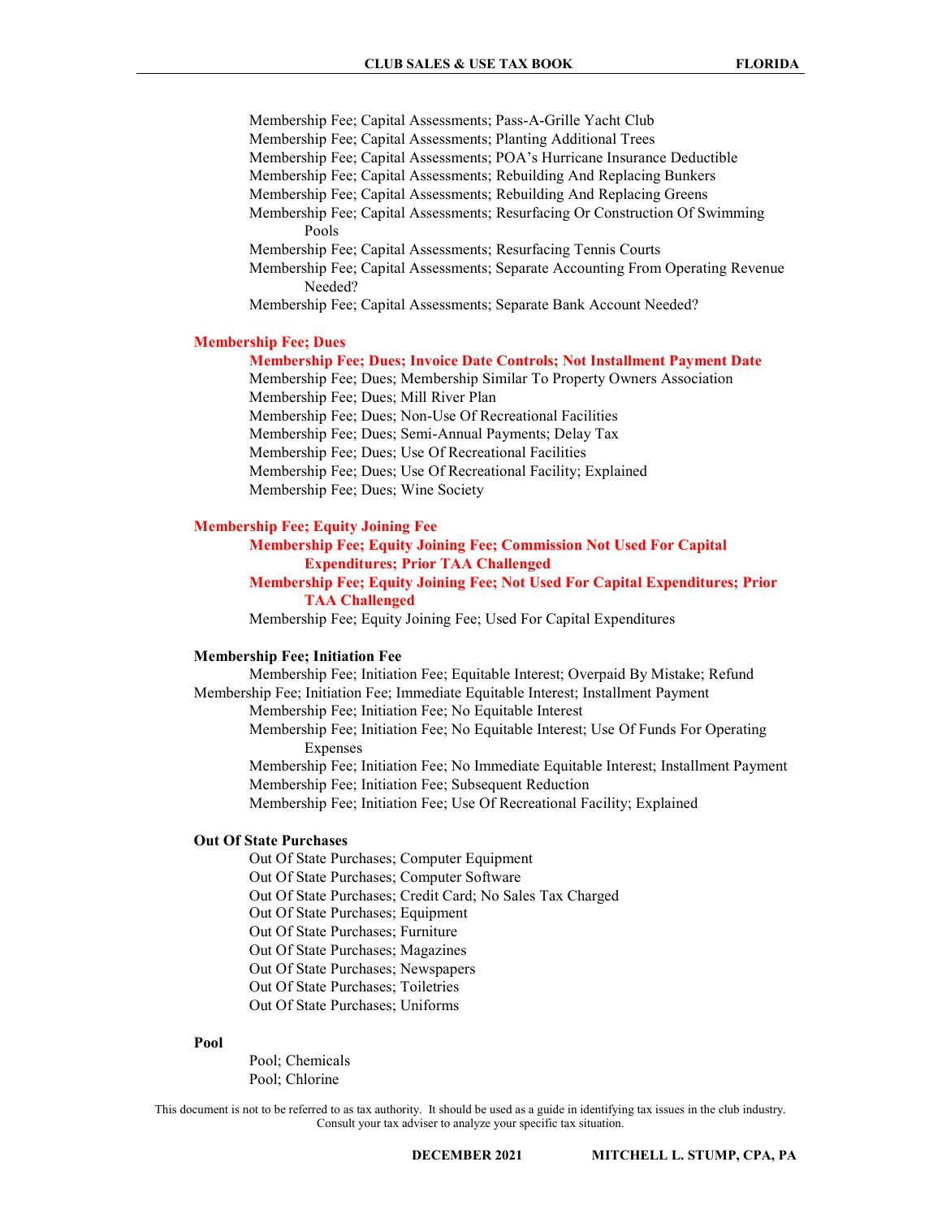Membership Fee; Capital Assessments; Pass-A-Grille Yacht Club
Membership Fee; Capital Assessments; Planting Additional Trees
Membership Fee; Capital Assessments; POA's Hurricane Insurance Deductible
Membership Fee; Capital Assessments; Rebuilding And Replacing Bunkers
Membership Fee; Capital Assessments; Rebuilding And Replacing Greens
Membership Fee; Capital Assessments; Resurfacing Or Construction Of Swimming Pools
Membership Fee; Capital Assessments; Resurfacing Tennis Courts
Membership Fee; Capital Assessments; Separate Accounting From Operating Revenue Needed?
Membership Fee; Capital Assessments; Separate Bank Account Needed?

**Membership Fee; Dues**

**Membership Fee; Dues; Invoice Date Controls; Not Installment Payment Date**
Membership Fee; Dues; Membership Similar To Property Owners Association
Membership Fee; Dues; Mill River Plan
Membership Fee; Dues; Non-Use Of Recreational Facilities
Membership Fee; Dues; Semi-Annual Payments; Delay Tax
Membership Fee; Dues; Use Of Recreational Facilities
Membership Fee; Dues; Use Of Recreational Facility; Explained
Membership Fee; Dues; Wine Society

**Membership Fee; Equity Joining Fee**

**Membership Fee; Equity Joining Fee; Commission Not Used For Capital Expenditures; Prior TAA Challenged**
**Membership Fee; Equity Joining Fee; Not Used For Capital Expenditures; Prior TAA Challenged**
Membership Fee; Equity Joining Fee; Used For Capital Expenditures

**Membership Fee; Initiation Fee**

Membership Fee; Initiation Fee; Equitable Interest; Overpaid By Mistake; Refund
Membership Fee; Initiation Fee; Immediate Equitable Interest; Installment Payment
Membership Fee; Initiation Fee; No Equitable Interest
Membership Fee; Initiation Fee; No Equitable Interest; Use Of Funds For Operating Expenses
Membership Fee; Initiation Fee; No Immediate Equitable Interest; Installment Payment
Membership Fee; Initiation Fee; Subsequent Reduction
Membership Fee; Initiation Fee; Use Of Recreational Facility; Explained

**Out Of State Purchases**

Out Of State Purchases; Computer Equipment
Out Of State Purchases; Computer Software
Out Of State Purchases; Credit Card; No Sales Tax Charged
Out Of State Purchases; Equipment
Out Of State Purchases; Furniture
Out Of State Purchases; Magazines
Out Of State Purchases; Newspapers
Out Of State Purchases; Toiletries
Out Of State Purchases; Uniforms

**Pool**

Pool; Chemicals
Pool; Chlorine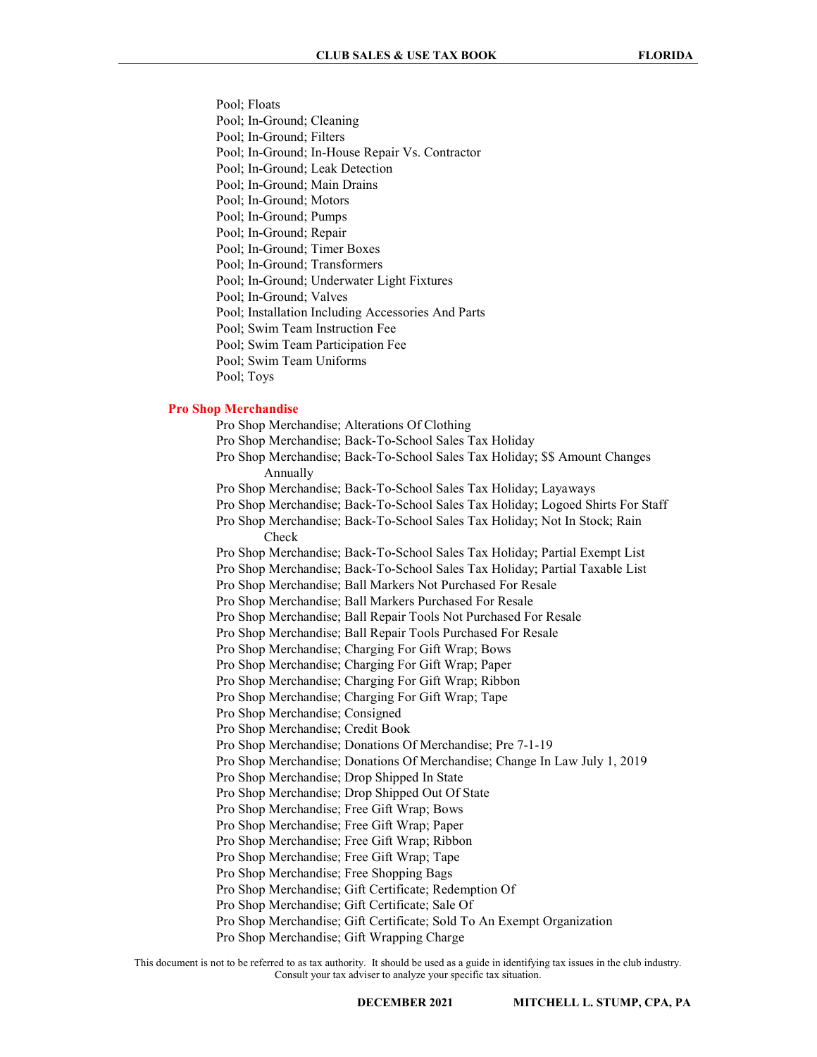Pool; Floats
Pool; In-Ground; Cleaning
Pool; In-Ground; Filters
Pool; In-Ground; In-House Repair Vs. Contractor
Pool; In-Ground; Leak Detection
Pool; In-Ground; Main Drains
Pool; In-Ground; Motors
Pool; In-Ground; Pumps
Pool; In-Ground; Repair
Pool; In-Ground; Timer Boxes
Pool; In-Ground; Transformers
Pool; In-Ground; Underwater Light Fixtures
Pool; In-Ground; Valves
Pool; Installation Including Accessories And Parts
Pool; Swim Team Instruction Fee
Pool; Swim Team Participation Fee
Pool; Swim Team Uniforms
Pool; Toys

## Pro Shop Merchandise

Pro Shop Merchandise; Alterations Of Clothing
Pro Shop Merchandise; Back-To-School Sales Tax Holiday
Pro Shop Merchandise; Back-To-School Sales Tax Holiday; $$ Amount Changes Annually
Pro Shop Merchandise; Back-To-School Sales Tax Holiday; Layaways
Pro Shop Merchandise; Back-To-School Sales Tax Holiday; Logoed Shirts For Staff
Pro Shop Merchandise; Back-To-School Sales Tax Holiday; Not In Stock; Rain Check
Pro Shop Merchandise; Back-To-School Sales Tax Holiday; Partial Exempt List
Pro Shop Merchandise; Back-To-School Sales Tax Holiday; Partial Taxable List
Pro Shop Merchandise; Ball Markers Not Purchased For Resale
Pro Shop Merchandise; Ball Markers Purchased For Resale
Pro Shop Merchandise; Ball Repair Tools Not Purchased For Resale
Pro Shop Merchandise; Ball Repair Tools Purchased For Resale
Pro Shop Merchandise; Charging For Gift Wrap; Bows
Pro Shop Merchandise; Charging For Gift Wrap; Paper
Pro Shop Merchandise; Charging For Gift Wrap; Ribbon
Pro Shop Merchandise; Charging For Gift Wrap; Tape
Pro Shop Merchandise; Consigned
Pro Shop Merchandise; Credit Book
Pro Shop Merchandise; Donations Of Merchandise; Pre 7-1-19
Pro Shop Merchandise; Donations Of Merchandise; Change In Law July 1, 2019
Pro Shop Merchandise; Drop Shipped In State
Pro Shop Merchandise; Drop Shipped Out Of State
Pro Shop Merchandise; Free Gift Wrap; Bows
Pro Shop Merchandise; Free Gift Wrap; Paper
Pro Shop Merchandise; Free Gift Wrap; Ribbon
Pro Shop Merchandise; Free Gift Wrap; Tape
Pro Shop Merchandise; Free Shopping Bags
Pro Shop Merchandise; Gift Certificate; Redemption Of
Pro Shop Merchandise; Gift Certificate; Sale Of
Pro Shop Merchandise; Gift Certificate; Sold To An Exempt Organization
Pro Shop Merchandise; Gift Wrapping Charge

This document is not to be referred to as tax authority. It should be used as a guide in identifying tax issues in the club industry. Consult your tax adviser to analyze your specific tax situation.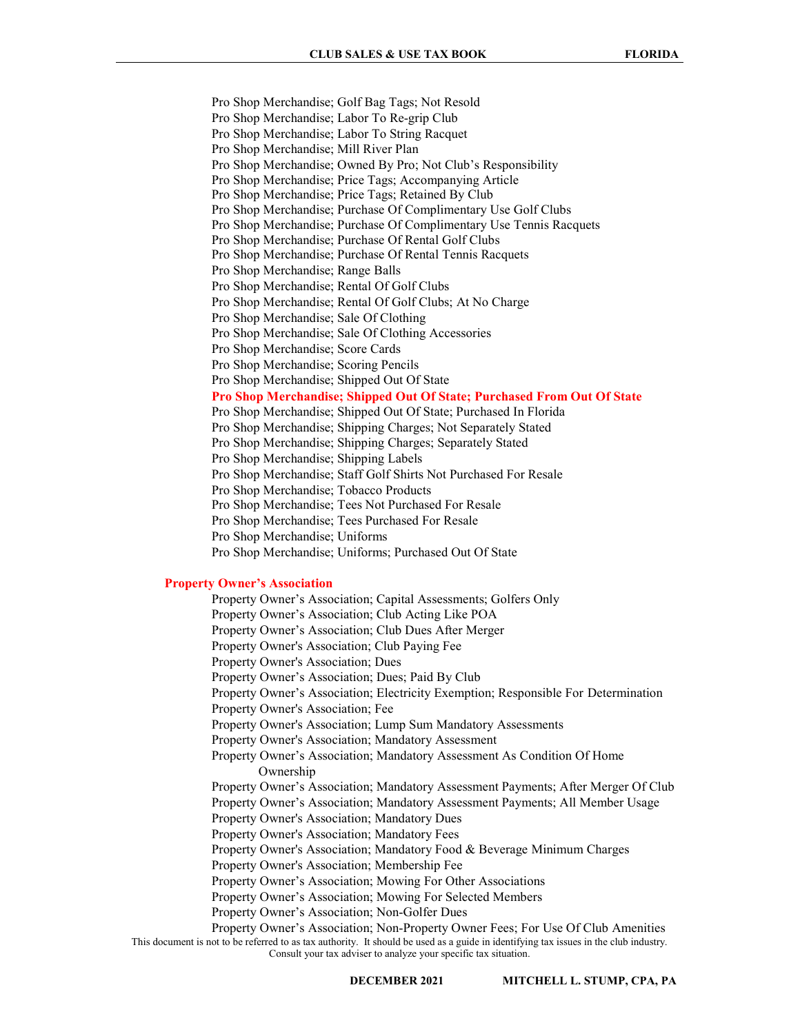Pro Shop Merchandise; Golf Bag Tags; Not Resold
Pro Shop Merchandise; Labor To Re-grip Club
Pro Shop Merchandise; Labor To String Racquet
Pro Shop Merchandise; Mill River Plan
Pro Shop Merchandise; Owned By Pro; Not Club's Responsibility
Pro Shop Merchandise; Price Tags; Accompanying Article
Pro Shop Merchandise; Price Tags; Retained By Club
Pro Shop Merchandise; Purchase Of Complimentary Use Golf Clubs
Pro Shop Merchandise; Purchase Of Complimentary Use Tennis Racquets
Pro Shop Merchandise; Purchase Of Rental Golf Clubs
Pro Shop Merchandise; Purchase Of Rental Tennis Racquets
Pro Shop Merchandise; Range Balls
Pro Shop Merchandise; Rental Of Golf Clubs
Pro Shop Merchandise; Rental Of Golf Clubs; At No Charge
Pro Shop Merchandise; Sale Of Clothing
Pro Shop Merchandise; Sale Of Clothing Accessories
Pro Shop Merchandise; Score Cards
Pro Shop Merchandise; Scoring Pencils
Pro Shop Merchandise; Shipped Out Of State
**Pro Shop Merchandise; Shipped Out Of State; Purchased From Out Of State**
Pro Shop Merchandise; Shipped Out Of State; Purchased In Florida
Pro Shop Merchandise; Shipping Charges; Not Separately Stated
Pro Shop Merchandise; Shipping Charges; Separately Stated
Pro Shop Merchandise; Shipping Labels
Pro Shop Merchandise; Staff Golf Shirts Not Purchased For Resale
Pro Shop Merchandise; Tobacco Products
Pro Shop Merchandise; Tees Not Purchased For Resale
Pro Shop Merchandise; Tees Purchased For Resale
Pro Shop Merchandise; Uniforms
Pro Shop Merchandise; Uniforms; Purchased Out Of State

**Property Owner's Association**

Property Owner's Association; Capital Assessments; Golfers Only
Property Owner's Association; Club Acting Like POA
Property Owner's Association; Club Dues After Merger
Property Owner's Association; Club Paying Fee
Property Owner's Association; Dues
Property Owner's Association; Dues; Paid By Club
Property Owner's Association; Electricity Exemption; Responsible For Determination
Property Owner's Association; Fee
Property Owner's Association; Lump Sum Mandatory Assessments
Property Owner's Association; Mandatory Assessment
Property Owner's Association; Mandatory Assessment As Condition Of Home Ownership
Property Owner's Association; Mandatory Assessment Payments; After Merger Of Club
Property Owner's Association; Mandatory Assessment Payments; All Member Usage
Property Owner's Association; Mandatory Dues
Property Owner's Association; Mandatory Fees
Property Owner's Association; Mandatory Food & Beverage Minimum Charges
Property Owner's Association; Membership Fee
Property Owner's Association; Mowing For Other Associations
Property Owner's Association; Mowing For Selected Members
Property Owner's Association; Non-Golfer Dues
Property Owner's Association; Non-Property Owner Fees; For Use Of Club Amenities

This document is not to be referred to as tax authority. It should be used as a guide in identifying tax issues in the club industry. Consult your tax adviser to analyze your specific tax situation.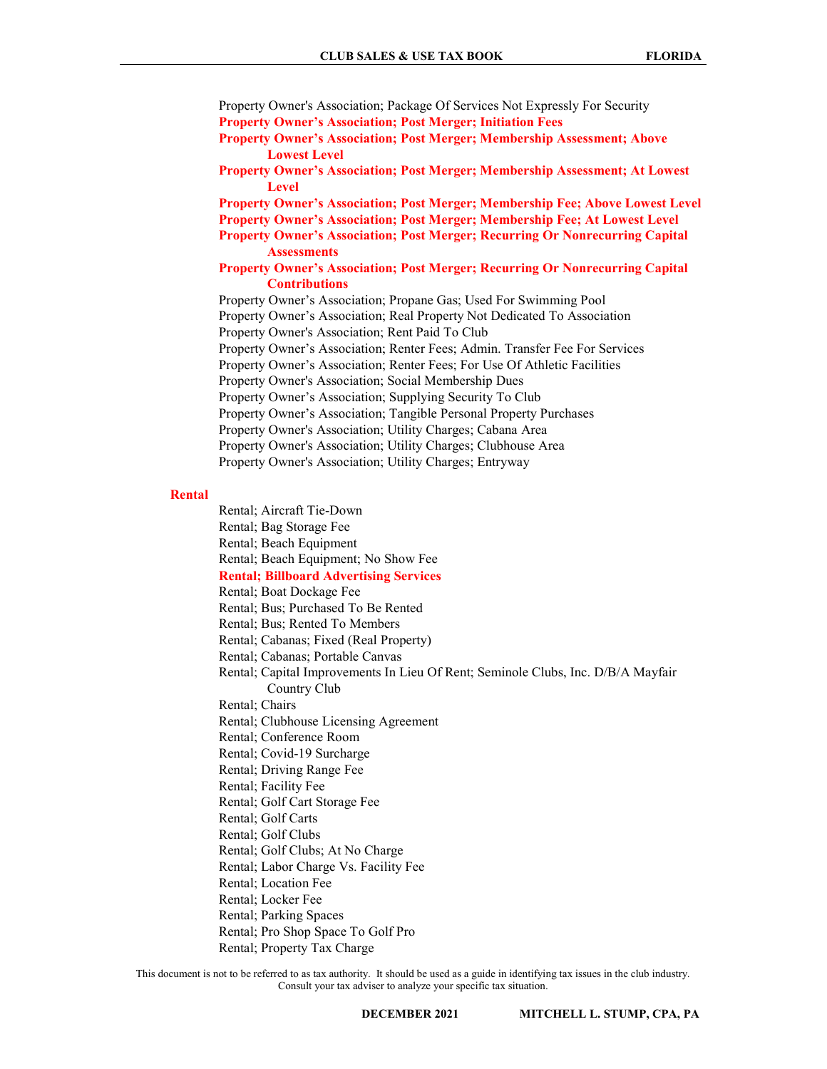Property Owner's Association; Package Of Services Not Expressly For Security

**Property Owner's Association; Post Merger; Initiation Fees**

**Property Owner's Association; Post Merger; Membership Assessment; Above Lowest Level**

**Property Owner's Association; Post Merger; Membership Assessment; At Lowest Level**

**Property Owner's Association; Post Merger; Membership Fee; Above Lowest Level**

**Property Owner's Association; Post Merger; Membership Fee; At Lowest Level**

**Property Owner's Association; Post Merger; Recurring Or Nonrecurring Capital Assessments**

**Property Owner's Association; Post Merger; Recurring Or Nonrecurring Capital Contributions**

Property Owner's Association; Propane Gas; Used For Swimming Pool

Property Owner's Association; Real Property Not Dedicated To Association

Property Owner's Association; Rent Paid To Club

Property Owner's Association; Renter Fees; Admin. Transfer Fee For Services

Property Owner's Association; Renter Fees; For Use Of Athletic Facilities

Property Owner's Association; Social Membership Dues

Property Owner's Association; Supplying Security To Club

Property Owner's Association; Tangible Personal Property Purchases

Property Owner's Association; Utility Charges; Cabana Area

Property Owner's Association; Utility Charges; Clubhouse Area

Property Owner's Association; Utility Charges; Entryway

## Rental

Rental; Aircraft Tie-Down

Rental; Bag Storage Fee

Rental; Beach Equipment

Rental; Beach Equipment; No Show Fee

**Rental; Billboard Advertising Services**

Rental; Boat Dockage Fee

Rental; Bus; Purchased To Be Rented

Rental; Bus; Rented To Members

Rental; Cabanas; Fixed (Real Property)

Rental; Cabanas; Portable Canvas

Rental; Capital Improvements In Lieu Of Rent; Seminole Clubs, Inc. D/B/A Mayfair Country Club

Rental; Chairs

Rental; Clubhouse Licensing Agreement

Rental; Conference Room

Rental; Covid-19 Surcharge

Rental; Driving Range Fee

Rental; Facility Fee

Rental; Golf Cart Storage Fee

Rental; Golf Carts

Rental; Golf Clubs

Rental; Golf Clubs; At No Charge

Rental; Labor Charge Vs. Facility Fee

Rental; Location Fee

Rental; Locker Fee

Rental; Parking Spaces

Rental; Pro Shop Space To Golf Pro

Rental; Property Tax Charge

This document is not to be referred to as tax authority. It should be used as a guide in identifying tax issues in the club industry. Consult your tax adviser to analyze your specific tax situation.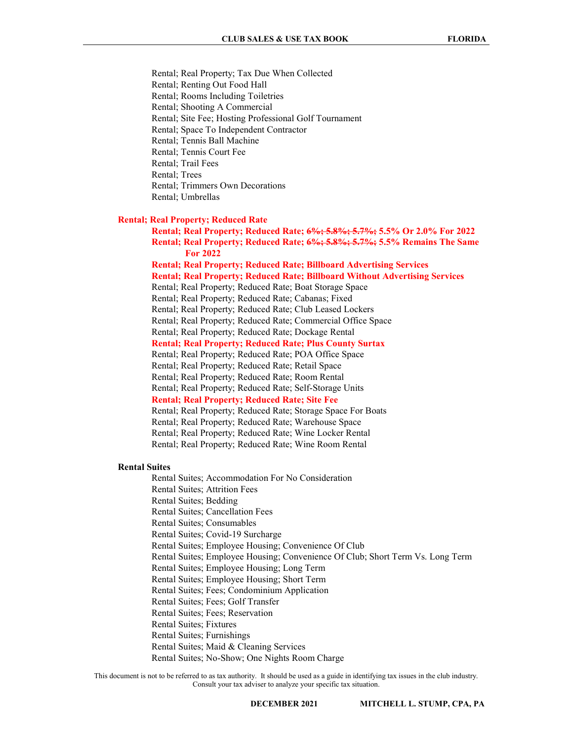Rental; Real Property; Tax Due When Collected
Rental; Renting Out Food Hall
Rental; Rooms Including Toiletries
Rental; Shooting A Commercial
Rental; Site Fee; Hosting Professional Golf Tournament
Rental; Space To Independent Contractor
Rental; Tennis Ball Machine
Rental; Tennis Court Fee
Rental; Trail Fees
Rental; Trees
Rental; Trimmers Own Decorations
Rental; Umbrellas

**Rental; Real Property; Reduced Rate**

**Rental; Real Property; Reduced Rate; ~~6%; 5.8%; 5.7%;~~ 5.5% Or 2.0% For 2022**
**Rental; Real Property; Reduced Rate; ~~6%; 5.8%; 5.7%;~~ 5.5% Remains The Same For 2022**
**Rental; Real Property; Reduced Rate; Billboard Advertising Services**
**Rental; Real Property; Reduced Rate; Billboard Without Advertising Services**
Rental; Real Property; Reduced Rate; Boat Storage Space
Rental; Real Property; Reduced Rate; Cabanas; Fixed
Rental; Real Property; Reduced Rate; Club Leased Lockers
Rental; Real Property; Reduced Rate; Commercial Office Space
Rental; Real Property; Reduced Rate; Dockage Rental
**Rental; Real Property; Reduced Rate; Plus County Surtax**
Rental; Real Property; Reduced Rate; POA Office Space
Rental; Real Property; Reduced Rate; Retail Space
Rental; Real Property; Reduced Rate; Room Rental
Rental; Real Property; Reduced Rate; Self-Storage Units
**Rental; Real Property; Reduced Rate; Site Fee**
Rental; Real Property; Reduced Rate; Storage Space For Boats
Rental; Real Property; Reduced Rate; Warehouse Space
Rental; Real Property; Reduced Rate; Wine Locker Rental
Rental; Real Property; Reduced Rate; Wine Room Rental

**Rental Suites**

Rental Suites; Accommodation For No Consideration
Rental Suites; Attrition Fees
Rental Suites; Bedding
Rental Suites; Cancellation Fees
Rental Suites; Consumables
Rental Suites; Covid-19 Surcharge
Rental Suites; Employee Housing; Convenience Of Club
Rental Suites; Employee Housing; Convenience Of Club; Short Term Vs. Long Term
Rental Suites; Employee Housing; Long Term
Rental Suites; Employee Housing; Short Term
Rental Suites; Fees; Condominium Application
Rental Suites; Fees; Golf Transfer
Rental Suites; Fees; Reservation
Rental Suites; Fixtures
Rental Suites; Furnishings
Rental Suites; Maid & Cleaning Services
Rental Suites; No-Show; One Nights Room Charge

This document is not to be referred to as tax authority. It should be used as a guide in identifying tax issues in the club industry. Consult your tax adviser to analyze your specific tax situation.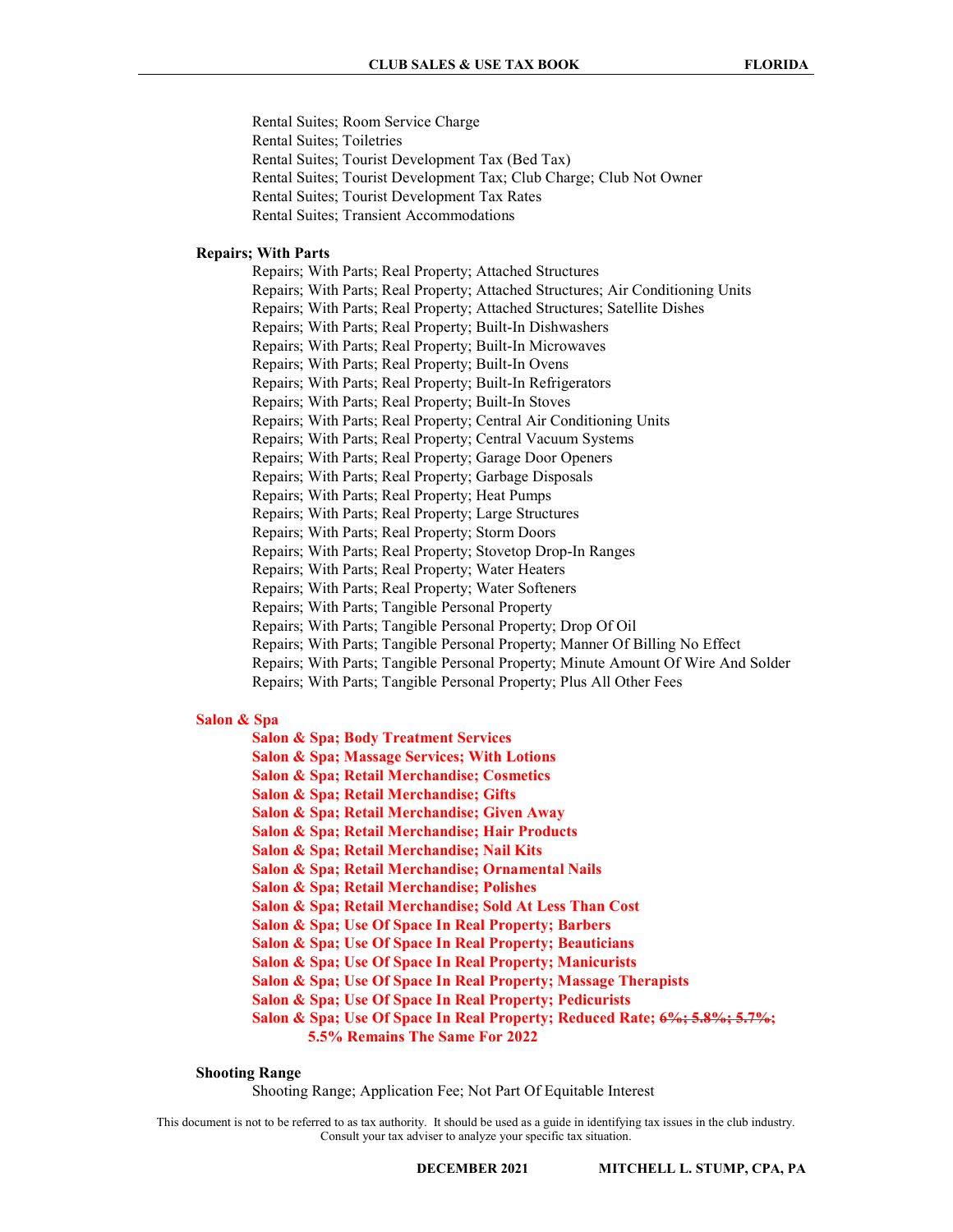Rental Suites; Room Service Charge
Rental Suites; Toiletries
Rental Suites; Tourist Development Tax (Bed Tax)
Rental Suites; Tourist Development Tax; Club Charge; Club Not Owner
Rental Suites; Tourist Development Tax Rates
Rental Suites; Transient Accommodations

**Repairs; With Parts**

Repairs; With Parts; Real Property; Attached Structures
Repairs; With Parts; Real Property; Attached Structures; Air Conditioning Units
Repairs; With Parts; Real Property; Attached Structures; Satellite Dishes
Repairs; With Parts; Real Property; Built-In Dishwashers
Repairs; With Parts; Real Property; Built-In Microwaves
Repairs; With Parts; Real Property; Built-In Ovens
Repairs; With Parts; Real Property; Built-In Refrigerators
Repairs; With Parts; Real Property; Built-In Stoves
Repairs; With Parts; Real Property; Central Air Conditioning Units
Repairs; With Parts; Real Property; Central Vacuum Systems
Repairs; With Parts; Real Property; Garage Door Openers
Repairs; With Parts; Real Property; Garbage Disposals
Repairs; With Parts; Real Property; Heat Pumps
Repairs; With Parts; Real Property; Large Structures
Repairs; With Parts; Real Property; Storm Doors
Repairs; With Parts; Real Property; Stovetop Drop-In Ranges
Repairs; With Parts; Real Property; Water Heaters
Repairs; With Parts; Real Property; Water Softeners
Repairs; With Parts; Tangible Personal Property
Repairs; With Parts; Tangible Personal Property; Drop Of Oil
Repairs; With Parts; Tangible Personal Property; Manner Of Billing No Effect
Repairs; With Parts; Tangible Personal Property; Minute Amount Of Wire And Solder
Repairs; With Parts; Tangible Personal Property; Plus All Other Fees

**Salon & Spa**

**Salon & Spa; Body Treatment Services**
**Salon & Spa; Massage Services; With Lotions**
**Salon & Spa; Retail Merchandise; Cosmetics**
**Salon & Spa; Retail Merchandise; Gifts**
**Salon & Spa; Retail Merchandise; Given Away**
**Salon & Spa; Retail Merchandise; Hair Products**
**Salon & Spa; Retail Merchandise; Nail Kits**
**Salon & Spa; Retail Merchandise; Ornamental Nails**
**Salon & Spa; Retail Merchandise; Polishes**
**Salon & Spa; Retail Merchandise; Sold At Less Than Cost**
**Salon & Spa; Use Of Space In Real Property; Barbers**
**Salon & Spa; Use Of Space In Real Property; Beauticians**
**Salon & Spa; Use Of Space In Real Property; Manicurists**
**Salon & Spa; Use Of Space In Real Property; Massage Therapists**
**Salon & Spa; Use Of Space In Real Property; Pedicurists**
**Salon & Spa; Use Of Space In Real Property; Reduced Rate; ~~6%; 5.8%; 5.7%;~~ 5.5% Remains The Same For 2022**

**Shooting Range**

Shooting Range; Application Fee; Not Part Of Equitable Interest

This document is not to be referred to as tax authority. It should be used as a guide in identifying tax issues in the club industry. Consult your tax adviser to analyze your specific tax situation.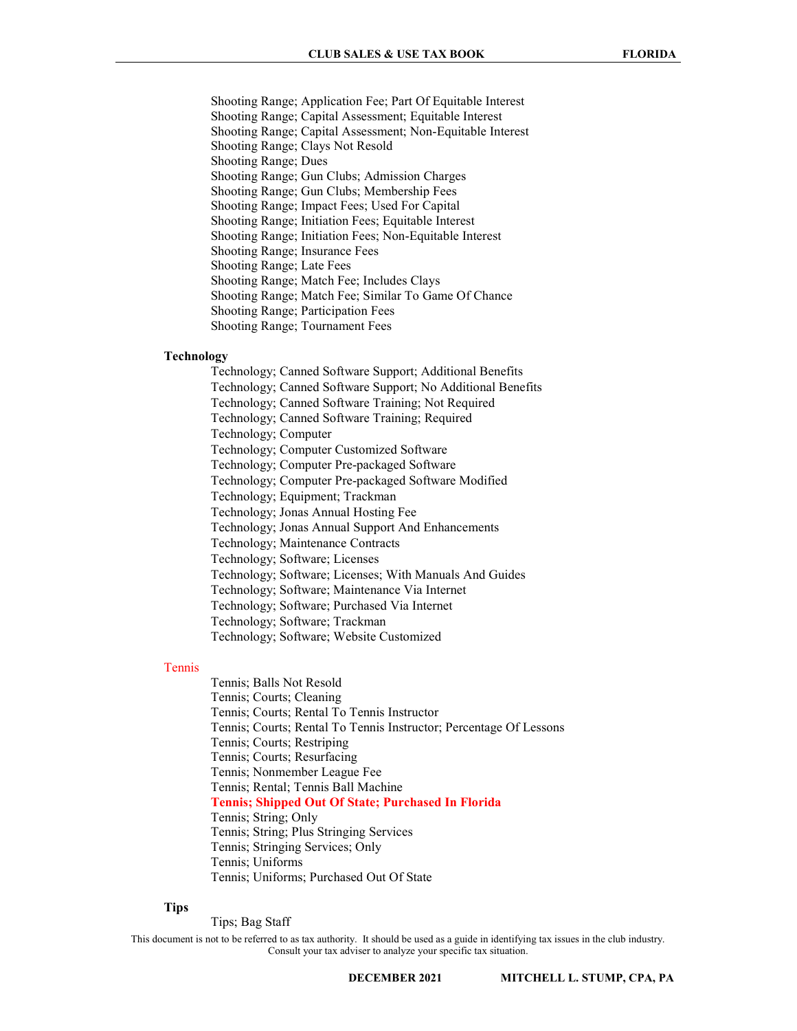Shooting Range; Application Fee; Part Of Equitable Interest
Shooting Range; Capital Assessment; Equitable Interest
Shooting Range; Capital Assessment; Non-Equitable Interest
Shooting Range; Clays Not Resold
Shooting Range; Dues
Shooting Range; Gun Clubs; Admission Charges
Shooting Range; Gun Clubs; Membership Fees
Shooting Range; Impact Fees; Used For Capital
Shooting Range; Initiation Fees; Equitable Interest
Shooting Range; Initiation Fees; Non-Equitable Interest
Shooting Range; Insurance Fees
Shooting Range; Late Fees
Shooting Range; Match Fee; Includes Clays
Shooting Range; Match Fee; Similar To Game Of Chance
Shooting Range; Participation Fees
Shooting Range; Tournament Fees

**Technology**

Technology; Canned Software Support; Additional Benefits
Technology; Canned Software Support; No Additional Benefits
Technology; Canned Software Training; Not Required
Technology; Canned Software Training; Required
Technology; Computer
Technology; Computer Customized Software
Technology; Computer Pre-packaged Software
Technology; Computer Pre-packaged Software Modified
Technology; Equipment; Trackman
Technology; Jonas Annual Hosting Fee
Technology; Jonas Annual Support And Enhancements
Technology; Maintenance Contracts
Technology; Software; Licenses
Technology; Software; Licenses; With Manuals And Guides
Technology; Software; Maintenance Via Internet
Technology; Software; Purchased Via Internet
Technology; Software; Trackman
Technology; Software; Website Customized

Tennis

Tennis; Balls Not Resold
Tennis; Courts; Cleaning
Tennis; Courts; Rental To Tennis Instructor
Tennis; Courts; Rental To Tennis Instructor; Percentage Of Lessons
Tennis; Courts; Restriping
Tennis; Courts; Resurfacing
Tennis; Nonmember League Fee
Tennis; Rental; Tennis Ball Machine
**Tennis; Shipped Out Of State; Purchased In Florida**
Tennis; String; Only
Tennis; String; Plus Stringing Services
Tennis; Stringing Services; Only
Tennis; Uniforms
Tennis; Uniforms; Purchased Out Of State

**Tips**

Tips; Bag Staff

This document is not to be referred to as tax authority. It should be used as a guide in identifying tax issues in the club industry. Consult your tax adviser to analyze your specific tax situation.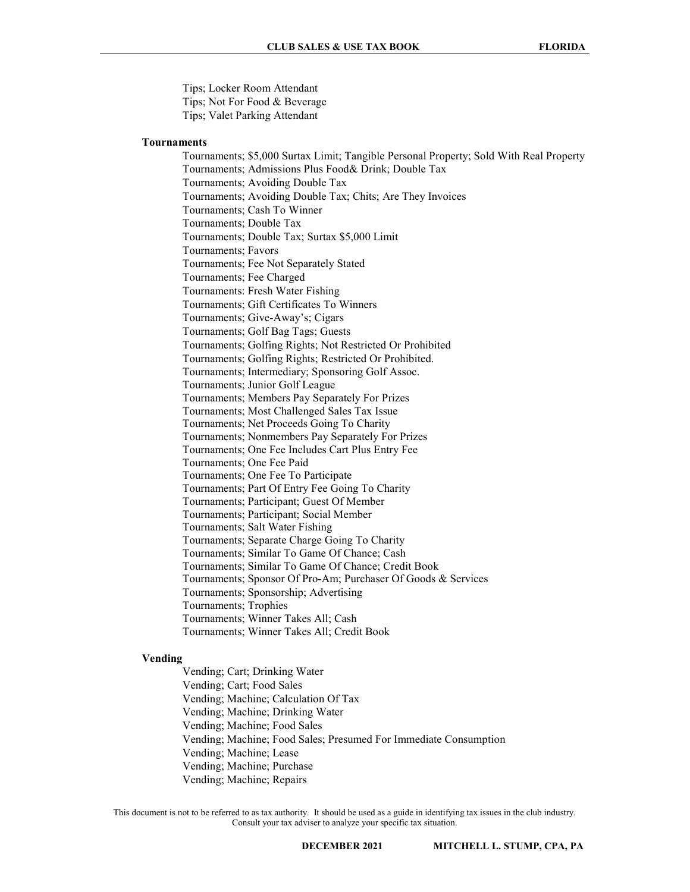Tips; Locker Room Attendant
Tips; Not For Food & Beverage
Tips; Valet Parking Attendant

**Tournaments**

Tournaments; $5,000 Surtax Limit; Tangible Personal Property; Sold With Real Property
Tournaments; Admissions Plus Food& Drink; Double Tax
Tournaments; Avoiding Double Tax
Tournaments; Avoiding Double Tax; Chits; Are They Invoices
Tournaments; Cash To Winner
Tournaments; Double Tax
Tournaments; Double Tax; Surtax $5,000 Limit
Tournaments; Favors
Tournaments; Fee Not Separately Stated
Tournaments; Fee Charged
Tournaments: Fresh Water Fishing
Tournaments; Gift Certificates To Winners
Tournaments; Give-Away's; Cigars
Tournaments; Golf Bag Tags; Guests
Tournaments; Golfing Rights; Not Restricted Or Prohibited
Tournaments; Golfing Rights; Restricted Or Prohibited.
Tournaments; Intermediary; Sponsoring Golf Assoc.
Tournaments; Junior Golf League
Tournaments; Members Pay Separately For Prizes
Tournaments; Most Challenged Sales Tax Issue
Tournaments; Net Proceeds Going To Charity
Tournaments; Nonmembers Pay Separately For Prizes
Tournaments; One Fee Includes Cart Plus Entry Fee
Tournaments; One Fee Paid
Tournaments; One Fee To Participate
Tournaments; Part Of Entry Fee Going To Charity
Tournaments; Participant; Guest Of Member
Tournaments; Participant; Social Member
Tournaments; Salt Water Fishing
Tournaments; Separate Charge Going To Charity
Tournaments; Similar To Game Of Chance; Cash
Tournaments; Similar To Game Of Chance; Credit Book
Tournaments; Sponsor Of Pro-Am; Purchaser Of Goods & Services
Tournaments; Sponsorship; Advertising
Tournaments; Trophies
Tournaments; Winner Takes All; Cash
Tournaments; Winner Takes All; Credit Book

**Vending**

Vending; Cart; Drinking Water
Vending; Cart; Food Sales
Vending; Machine; Calculation Of Tax
Vending; Machine; Drinking Water
Vending; Machine; Food Sales
Vending; Machine; Food Sales; Presumed For Immediate Consumption
Vending; Machine; Lease
Vending; Machine; Purchase
Vending; Machine; Repairs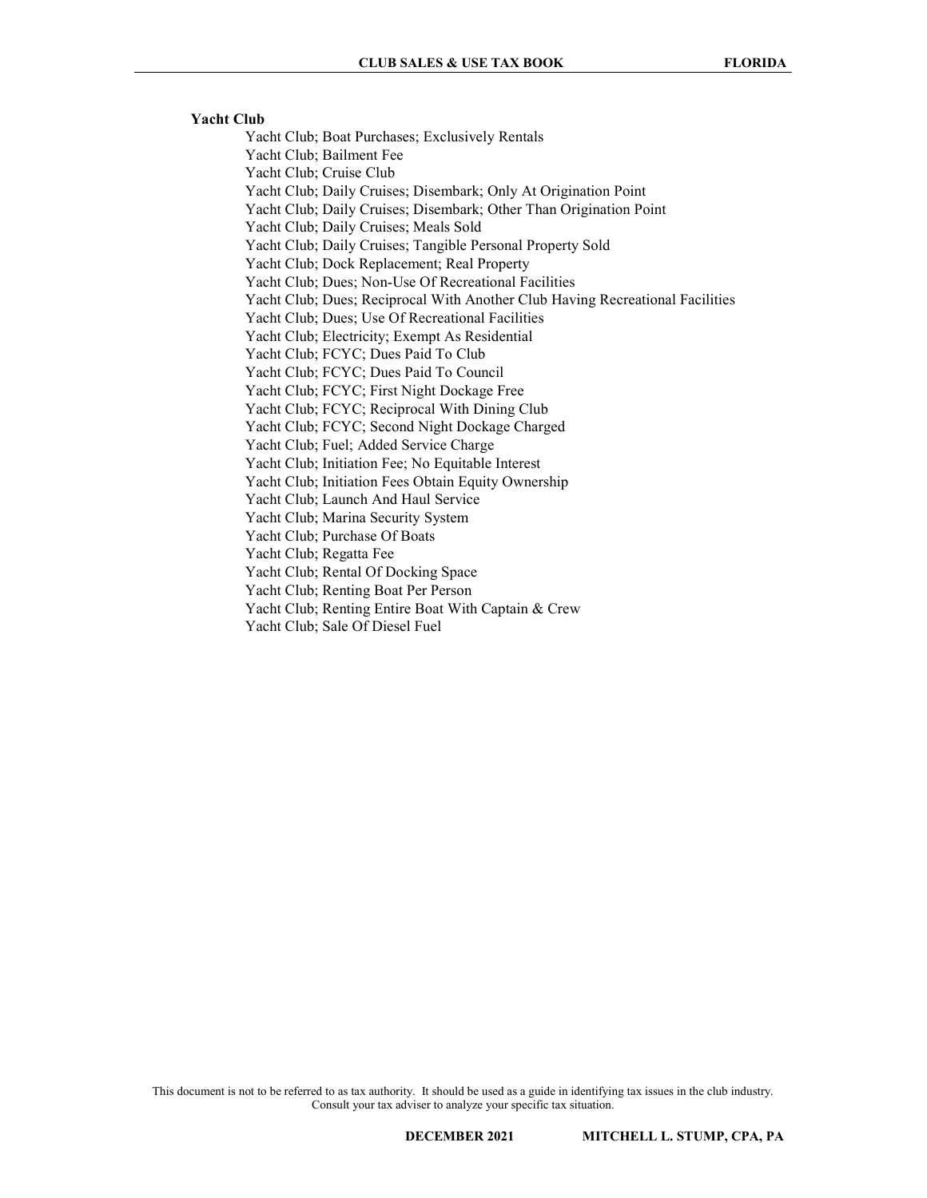**Yacht Club**

- Yacht Club; Boat Purchases; Exclusively Rentals
- Yacht Club; Bailment Fee
- Yacht Club; Cruise Club
- Yacht Club; Daily Cruises; Disembark; Only At Origination Point
- Yacht Club; Daily Cruises; Disembark; Other Than Origination Point
- Yacht Club; Daily Cruises; Meals Sold
- Yacht Club; Daily Cruises; Tangible Personal Property Sold
- Yacht Club; Dock Replacement; Real Property
- Yacht Club; Dues; Non-Use Of Recreational Facilities
- Yacht Club; Dues; Reciprocal With Another Club Having Recreational Facilities
- Yacht Club; Dues; Use Of Recreational Facilities
- Yacht Club; Electricity; Exempt As Residential
- Yacht Club; FCYC; Dues Paid To Club
- Yacht Club; FCYC; Dues Paid To Council
- Yacht Club; FCYC; First Night Dockage Free
- Yacht Club; FCYC; Reciprocal With Dining Club
- Yacht Club; FCYC; Second Night Dockage Charged
- Yacht Club; Fuel; Added Service Charge
- Yacht Club; Initiation Fee; No Equitable Interest
- Yacht Club; Initiation Fees Obtain Equity Ownership
- Yacht Club; Launch And Haul Service
- Yacht Club; Marina Security System
- Yacht Club; Purchase Of Boats
- Yacht Club; Regatta Fee
- Yacht Club; Rental Of Docking Space
- Yacht Club; Renting Boat Per Person
- Yacht Club; Renting Entire Boat With Captain & Crew
- Yacht Club; Sale Of Diesel Fuel